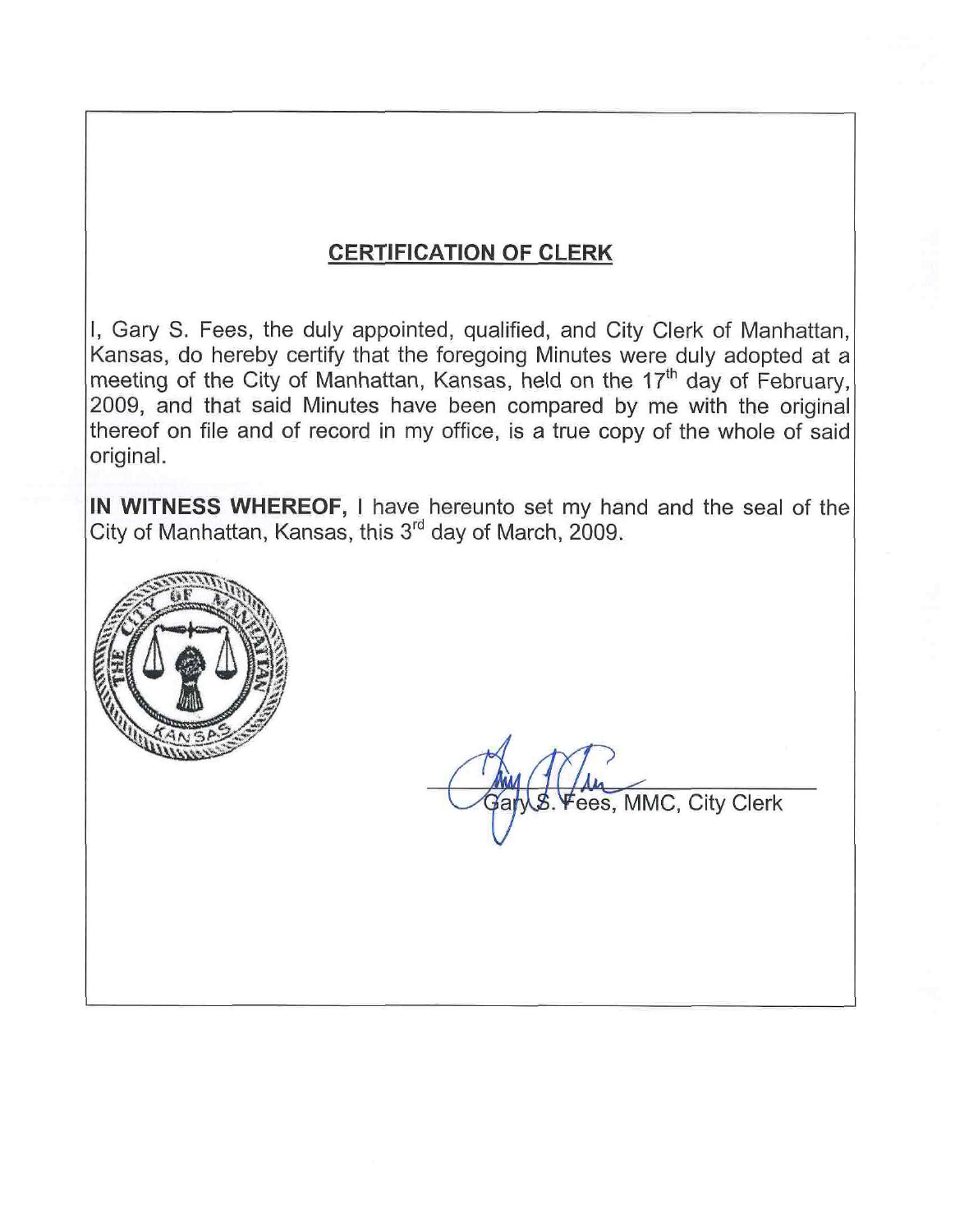## CERTIFICATION OF CLERK

I, Gary S. Fees, the duly appointed, qualified, and City Clerk of Manhattan, Kansas, do hereby certify that the foregoing Minutes were duly adopted at a meeting of the City of Manhattan, Kansas, held on the 17th day of February, 2009, and that said Minutes have been compared by me with the original thereof on file and of record in my office, is a true copy of the whole of said original.

**IN WITNESS WHEREOF,** I have hereunto set my hand and the seal of the City of Manhattan, Kansas, this 3rd day of March, 2009.

Gary S. Fees, MMC, City Clerk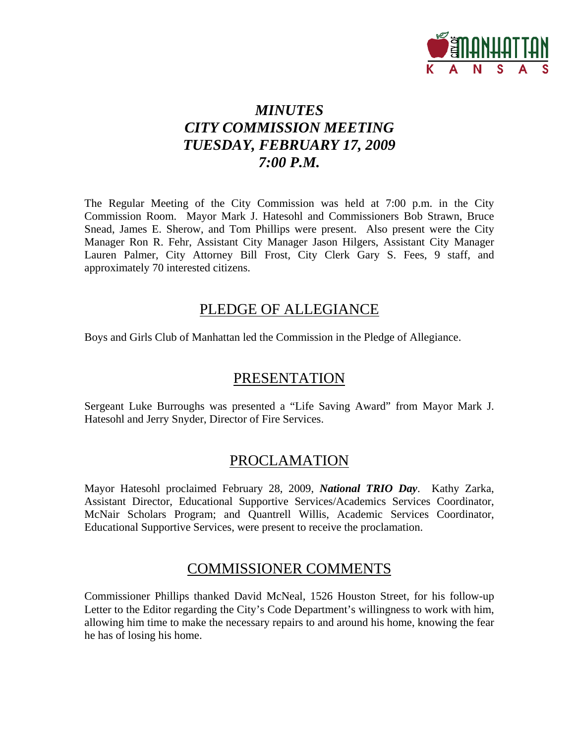# *MINUTES*
# *CITY COMMISSION MEETING*
# *TUESDAY, FEBRUARY 17, 2009*
# *7:00 P.M.*

The Regular Meeting of the City Commission was held at 7:00 p.m. in the City Commission Room. Mayor Mark J. Hatesohl and Commissioners Bob Strawn, Bruce Snead, James E. Sherow, and Tom Phillips were present. Also present were the City Manager Ron R. Fehr, Assistant City Manager Jason Hilgers, Assistant City Manager Lauren Palmer, City Attorney Bill Frost, City Clerk Gary S. Fees, 9 staff, and approximately 70 interested citizens.

## PLEDGE OF ALLEGIANCE

Boys and Girls Club of Manhattan led the Commission in the Pledge of Allegiance.

## PRESENTATION

Sergeant Luke Burroughs was presented a "Life Saving Award" from Mayor Mark J. Hatesohl and Jerry Snyder, Director of Fire Services.

## PROCLAMATION

Mayor Hatesohl proclaimed February 28, 2009, ***National TRIO Day***. Kathy Zarka, Assistant Director, Educational Supportive Services/Academics Services Coordinator, McNair Scholars Program; and Quantrell Willis, Academic Services Coordinator, Educational Supportive Services, were present to receive the proclamation.

## COMMISSIONER COMMENTS

Commissioner Phillips thanked David McNeal, 1526 Houston Street, for his follow-up Letter to the Editor regarding the City's Code Department's willingness to work with him, allowing him time to make the necessary repairs to and around his home, knowing the fear he has of losing his home.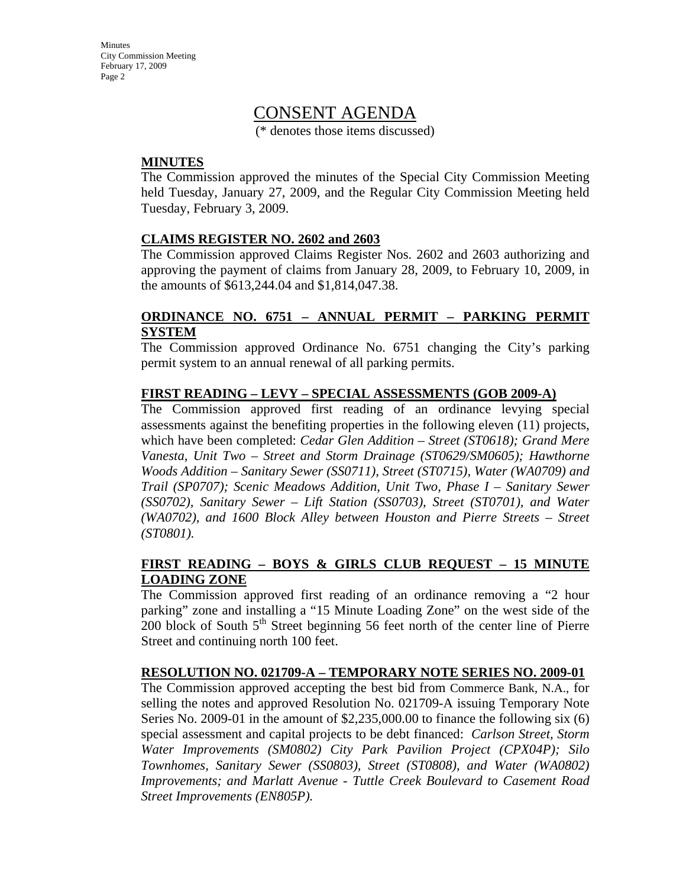# CONSENT AGENDA

(* denotes those items discussed)

**MINUTES**

The Commission approved the minutes of the Special City Commission Meeting held Tuesday, January 27, 2009, and the Regular City Commission Meeting held Tuesday, February 3, 2009.

**CLAIMS REGISTER NO. 2602 and 2603**

The Commission approved Claims Register Nos. 2602 and 2603 authorizing and approving the payment of claims from January 28, 2009, to February 10, 2009, in the amounts of $613,244.04 and $1,814,047.38.

**ORDINANCE NO. 6751 – ANNUAL PERMIT – PARKING PERMIT SYSTEM**

The Commission approved Ordinance No. 6751 changing the City's parking permit system to an annual renewal of all parking permits.

**FIRST READING – LEVY – SPECIAL ASSESSMENTS (GOB 2009-A)**

The Commission approved first reading of an ordinance levying special assessments against the benefiting properties in the following eleven (11) projects, which have been completed: *Cedar Glen Addition – Street (ST0618); Grand Mere Vanesta, Unit Two – Street and Storm Drainage (ST0629/SM0605); Hawthorne Woods Addition – Sanitary Sewer (SS0711), Street (ST0715), Water (WA0709) and Trail (SP0707); Scenic Meadows Addition, Unit Two, Phase I – Sanitary Sewer (SS0702), Sanitary Sewer – Lift Station (SS0703), Street (ST0701), and Water (WA0702), and 1600 Block Alley between Houston and Pierre Streets – Street (ST0801).*

**FIRST READING – BOYS & GIRLS CLUB REQUEST – 15 MINUTE LOADING ZONE**

The Commission approved first reading of an ordinance removing a "2 hour parking" zone and installing a "15 Minute Loading Zone" on the west side of the 200 block of South 5th Street beginning 56 feet north of the center line of Pierre Street and continuing north 100 feet.

**RESOLUTION NO. 021709-A – TEMPORARY NOTE SERIES NO. 2009-01**

The Commission approved accepting the best bid from Commerce Bank, N.A., for selling the notes and approved Resolution No. 021709-A issuing Temporary Note Series No. 2009-01 in the amount of $2,235,000.00 to finance the following six (6) special assessment and capital projects to be debt financed: *Carlson Street, Storm Water Improvements (SM0802) City Park Pavilion Project (CPX04P); Silo Townhomes, Sanitary Sewer (SS0803), Street (ST0808), and Water (WA0802) Improvements; and Marlatt Avenue - Tuttle Creek Boulevard to Casement Road Street Improvements (EN805P).*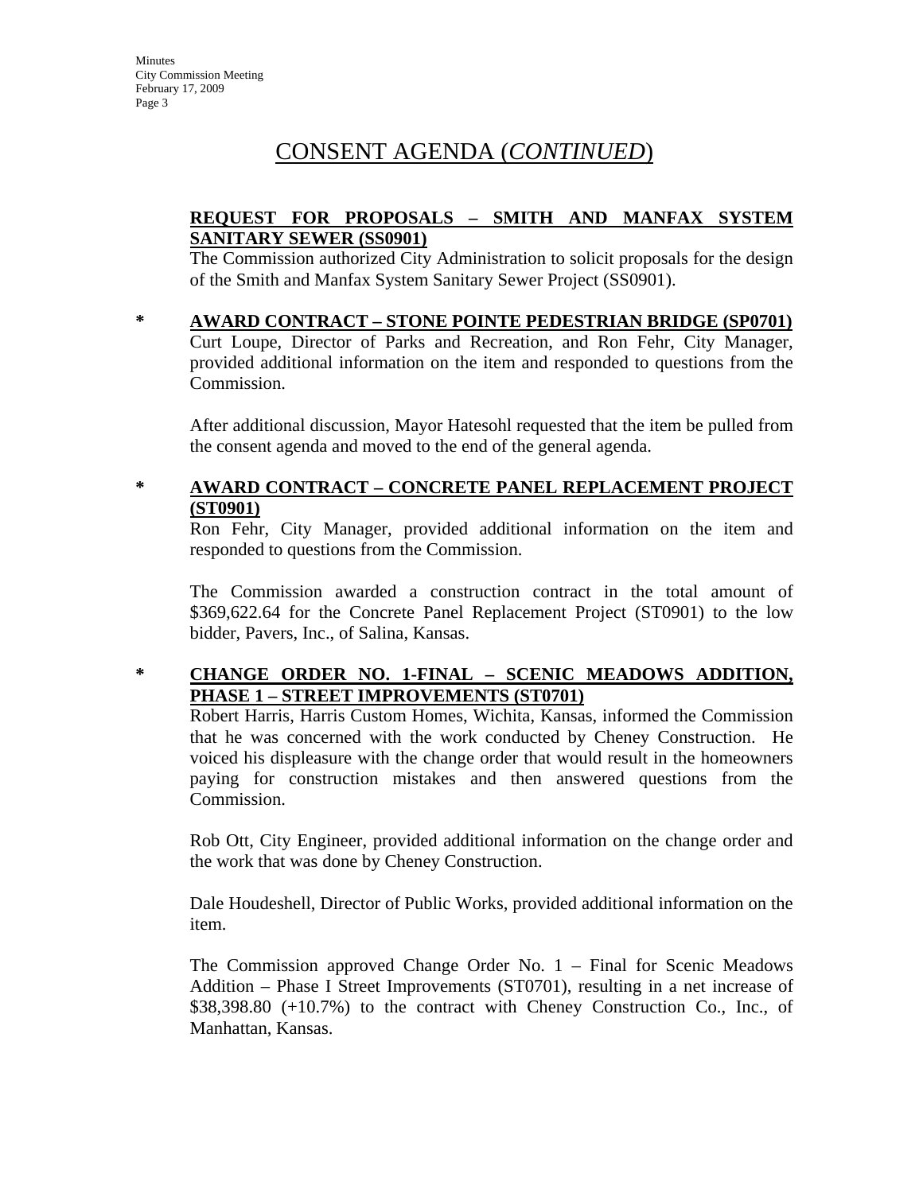# CONSENT AGENDA (*CONTINUED*)

**REQUEST FOR PROPOSALS – SMITH AND MANFAX SYSTEM SANITARY SEWER (SS0901)**

The Commission authorized City Administration to solicit proposals for the design of the Smith and Manfax System Sanitary Sewer Project (SS0901).

\* **AWARD CONTRACT – STONE POINTE PEDESTRIAN BRIDGE (SP0701)**

Curt Loupe, Director of Parks and Recreation, and Ron Fehr, City Manager, provided additional information on the item and responded to questions from the Commission.

After additional discussion, Mayor Hatesohl requested that the item be pulled from the consent agenda and moved to the end of the general agenda.

\* **AWARD CONTRACT – CONCRETE PANEL REPLACEMENT PROJECT (ST0901)**

Ron Fehr, City Manager, provided additional information on the item and responded to questions from the Commission.

The Commission awarded a construction contract in the total amount of $369,622.64 for the Concrete Panel Replacement Project (ST0901) to the low bidder, Pavers, Inc., of Salina, Kansas.

\* **CHANGE ORDER NO. 1-FINAL – SCENIC MEADOWS ADDITION, PHASE 1 – STREET IMPROVEMENTS (ST0701)**

Robert Harris, Harris Custom Homes, Wichita, Kansas, informed the Commission that he was concerned with the work conducted by Cheney Construction. He voiced his displeasure with the change order that would result in the homeowners paying for construction mistakes and then answered questions from the Commission.

Rob Ott, City Engineer, provided additional information on the change order and the work that was done by Cheney Construction.

Dale Houdeshell, Director of Public Works, provided additional information on the item.

The Commission approved Change Order No. 1 – Final for Scenic Meadows Addition – Phase I Street Improvements (ST0701), resulting in a net increase of $38,398.80 (+10.7%) to the contract with Cheney Construction Co., Inc., of Manhattan, Kansas.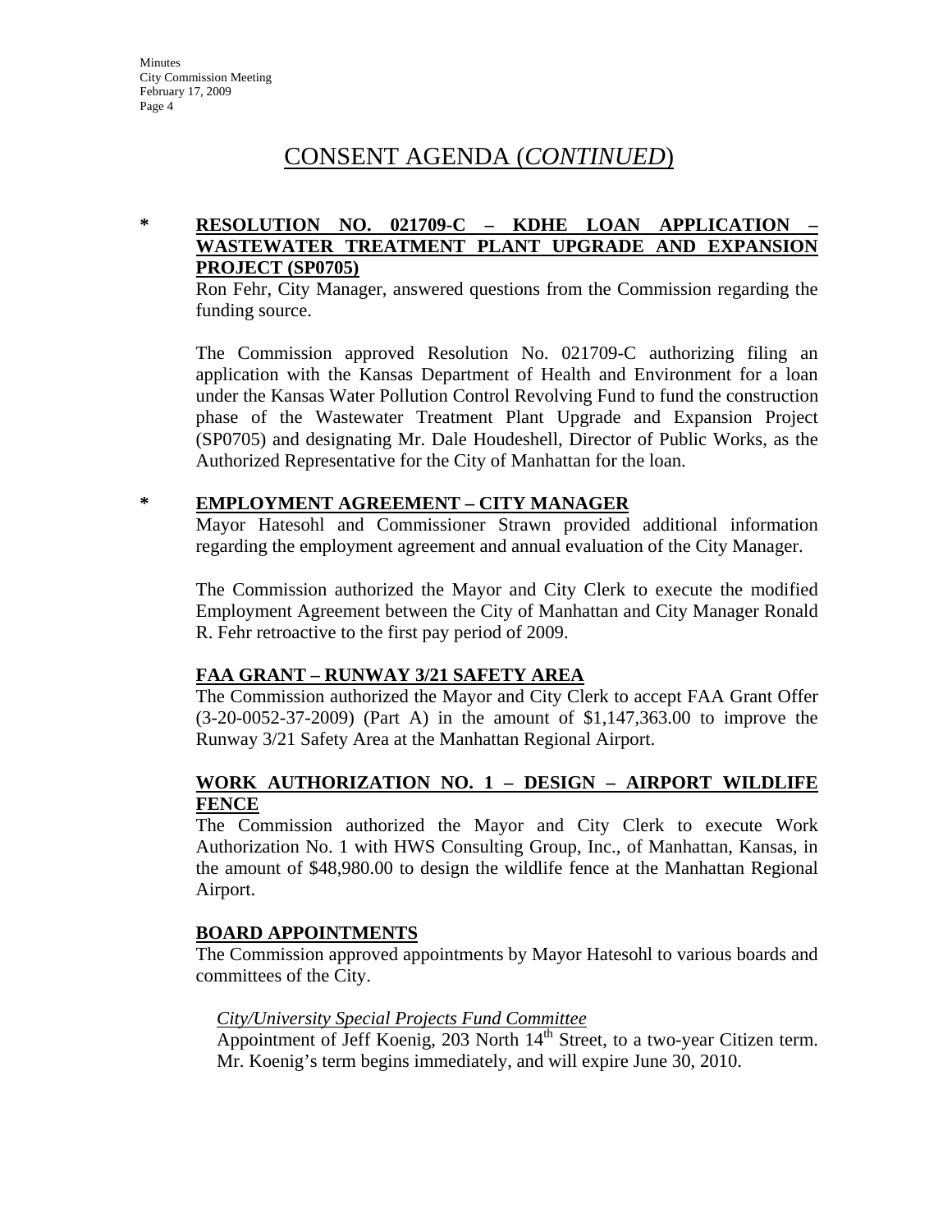# CONSENT AGENDA (*CONTINUED*)

**\* RESOLUTION NO. 021709-C – KDHE LOAN APPLICATION – WASTEWATER TREATMENT PLANT UPGRADE AND EXPANSION PROJECT (SP0705)**

Ron Fehr, City Manager, answered questions from the Commission regarding the funding source.

The Commission approved Resolution No. 021709-C authorizing filing an application with the Kansas Department of Health and Environment for a loan under the Kansas Water Pollution Control Revolving Fund to fund the construction phase of the Wastewater Treatment Plant Upgrade and Expansion Project (SP0705) and designating Mr. Dale Houdeshell, Director of Public Works, as the Authorized Representative for the City of Manhattan for the loan.

**\* EMPLOYMENT AGREEMENT – CITY MANAGER**

Mayor Hatesohl and Commissioner Strawn provided additional information regarding the employment agreement and annual evaluation of the City Manager.

The Commission authorized the Mayor and City Clerk to execute the modified Employment Agreement between the City of Manhattan and City Manager Ronald R. Fehr retroactive to the first pay period of 2009.

**FAA GRANT – RUNWAY 3/21 SAFETY AREA**

The Commission authorized the Mayor and City Clerk to accept FAA Grant Offer (3-20-0052-37-2009) (Part A) in the amount of $1,147,363.00 to improve the Runway 3/21 Safety Area at the Manhattan Regional Airport.

**WORK AUTHORIZATION NO. 1 – DESIGN – AIRPORT WILDLIFE FENCE**

The Commission authorized the Mayor and City Clerk to execute Work Authorization No. 1 with HWS Consulting Group, Inc., of Manhattan, Kansas, in the amount of $48,980.00 to design the wildlife fence at the Manhattan Regional Airport.

**BOARD APPOINTMENTS**

The Commission approved appointments by Mayor Hatesohl to various boards and committees of the City.

*City/University Special Projects Fund Committee*

Appointment of Jeff Koenig, 203 North 14th Street, to a two-year Citizen term. Mr. Koenig's term begins immediately, and will expire June 30, 2010.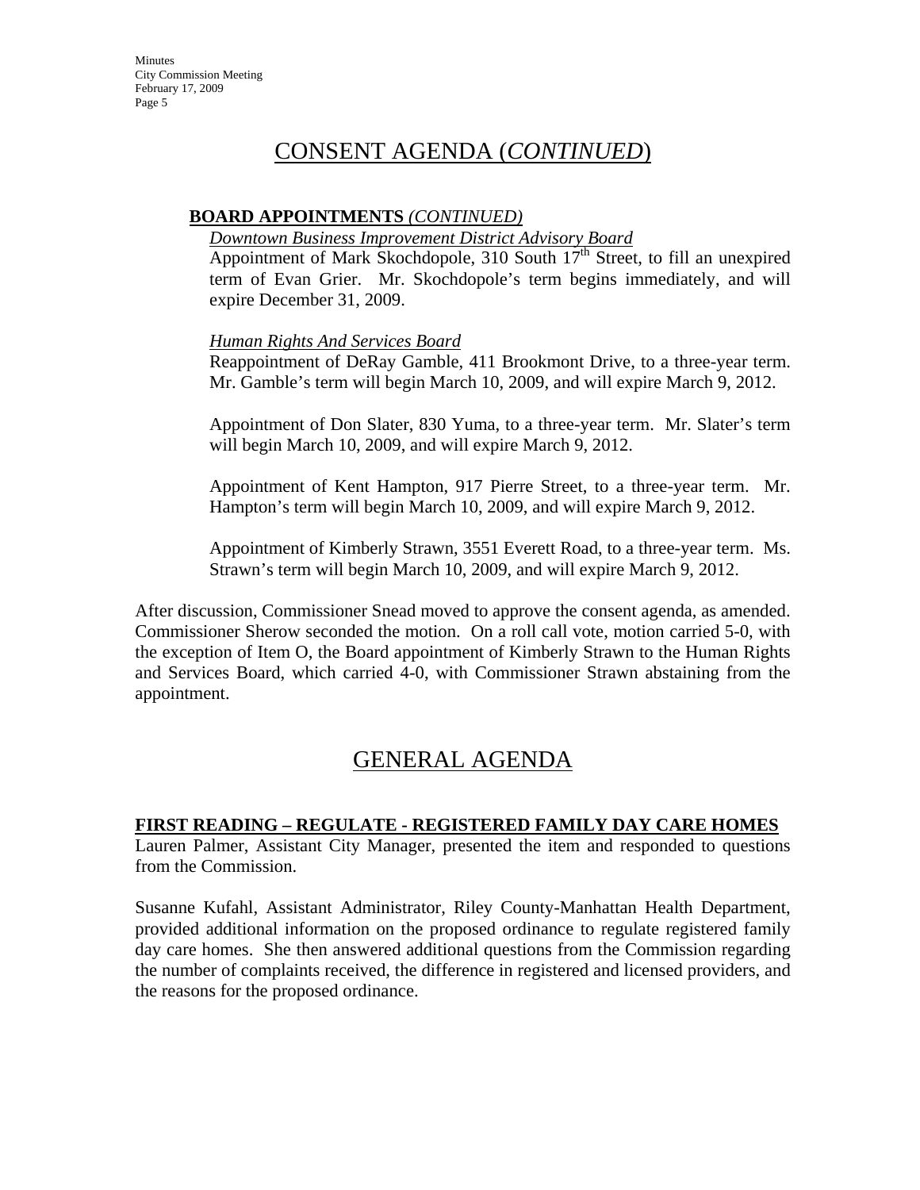# CONSENT AGENDA (*CONTINUED*)

**BOARD APPOINTMENTS** *(CONTINUED)*

*Downtown Business Improvement District Advisory Board*

Appointment of Mark Skochdopole, 310 South 17th Street, to fill an unexpired term of Evan Grier. Mr. Skochdopole's term begins immediately, and will expire December 31, 2009.

*Human Rights And Services Board*

Reappointment of DeRay Gamble, 411 Brookmont Drive, to a three-year term. Mr. Gamble's term will begin March 10, 2009, and will expire March 9, 2012.

Appointment of Don Slater, 830 Yuma, to a three-year term. Mr. Slater's term will begin March 10, 2009, and will expire March 9, 2012.

Appointment of Kent Hampton, 917 Pierre Street, to a three-year term. Mr. Hampton's term will begin March 10, 2009, and will expire March 9, 2012.

Appointment of Kimberly Strawn, 3551 Everett Road, to a three-year term. Ms. Strawn's term will begin March 10, 2009, and will expire March 9, 2012.

After discussion, Commissioner Snead moved to approve the consent agenda, as amended. Commissioner Sherow seconded the motion. On a roll call vote, motion carried 5-0, with the exception of Item O, the Board appointment of Kimberly Strawn to the Human Rights and Services Board, which carried 4-0, with Commissioner Strawn abstaining from the appointment.

# GENERAL AGENDA

**FIRST READING – REGULATE - REGISTERED FAMILY DAY CARE HOMES**

Lauren Palmer, Assistant City Manager, presented the item and responded to questions from the Commission.

Susanne Kufahl, Assistant Administrator, Riley County-Manhattan Health Department, provided additional information on the proposed ordinance to regulate registered family day care homes. She then answered additional questions from the Commission regarding the number of complaints received, the difference in registered and licensed providers, and the reasons for the proposed ordinance.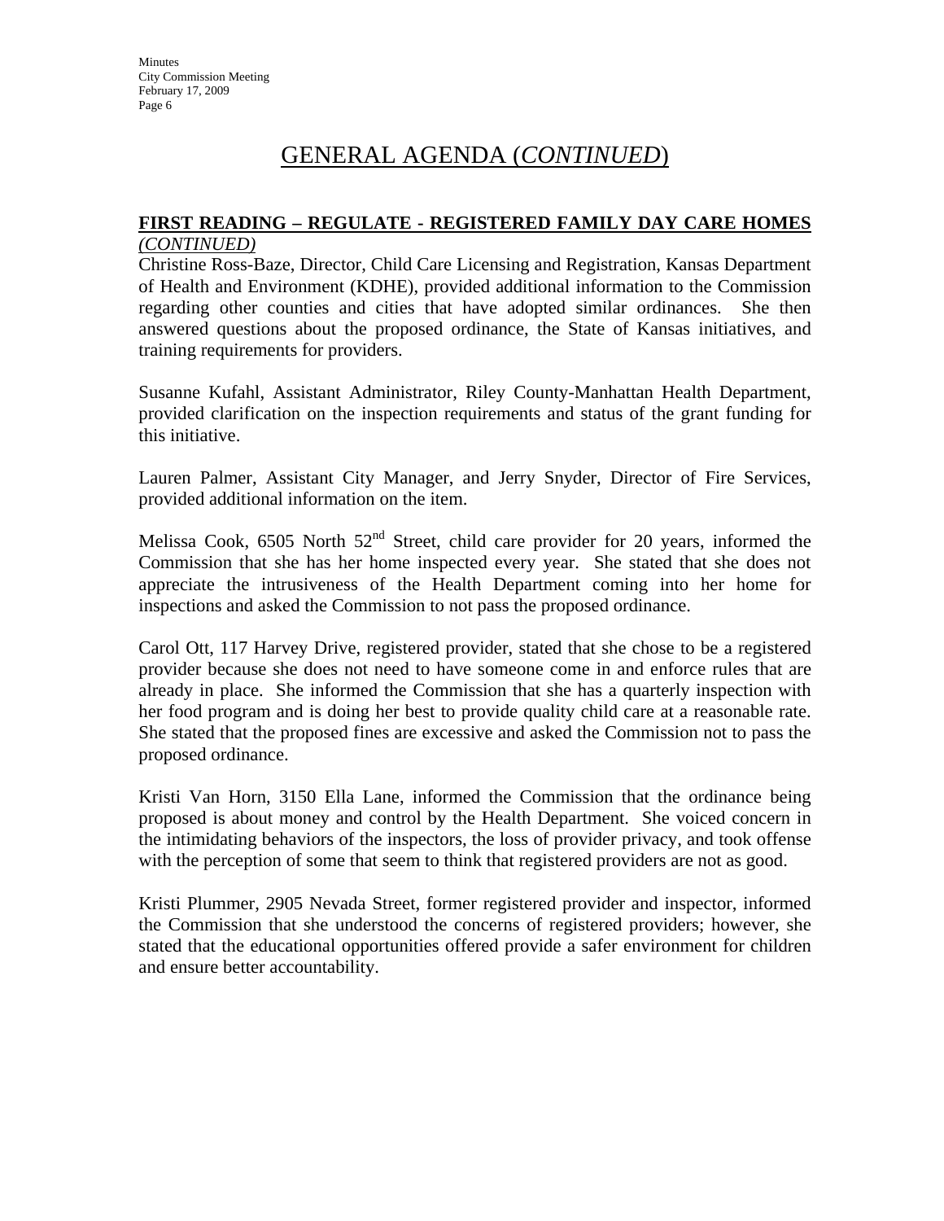# GENERAL AGENDA (*CONTINUED*)

**FIRST READING – REGULATE - REGISTERED FAMILY DAY CARE HOMES** ***(CONTINUED)***

Christine Ross-Baze, Director, Child Care Licensing and Registration, Kansas Department of Health and Environment (KDHE), provided additional information to the Commission regarding other counties and cities that have adopted similar ordinances. She then answered questions about the proposed ordinance, the State of Kansas initiatives, and training requirements for providers.

Susanne Kufahl, Assistant Administrator, Riley County-Manhattan Health Department, provided clarification on the inspection requirements and status of the grant funding for this initiative.

Lauren Palmer, Assistant City Manager, and Jerry Snyder, Director of Fire Services, provided additional information on the item.

Melissa Cook, 6505 North 52nd Street, child care provider for 20 years, informed the Commission that she has her home inspected every year. She stated that she does not appreciate the intrusiveness of the Health Department coming into her home for inspections and asked the Commission to not pass the proposed ordinance.

Carol Ott, 117 Harvey Drive, registered provider, stated that she chose to be a registered provider because she does not need to have someone come in and enforce rules that are already in place. She informed the Commission that she has a quarterly inspection with her food program and is doing her best to provide quality child care at a reasonable rate. She stated that the proposed fines are excessive and asked the Commission not to pass the proposed ordinance.

Kristi Van Horn, 3150 Ella Lane, informed the Commission that the ordinance being proposed is about money and control by the Health Department. She voiced concern in the intimidating behaviors of the inspectors, the loss of provider privacy, and took offense with the perception of some that seem to think that registered providers are not as good.

Kristi Plummer, 2905 Nevada Street, former registered provider and inspector, informed the Commission that she understood the concerns of registered providers; however, she stated that the educational opportunities offered provide a safer environment for children and ensure better accountability.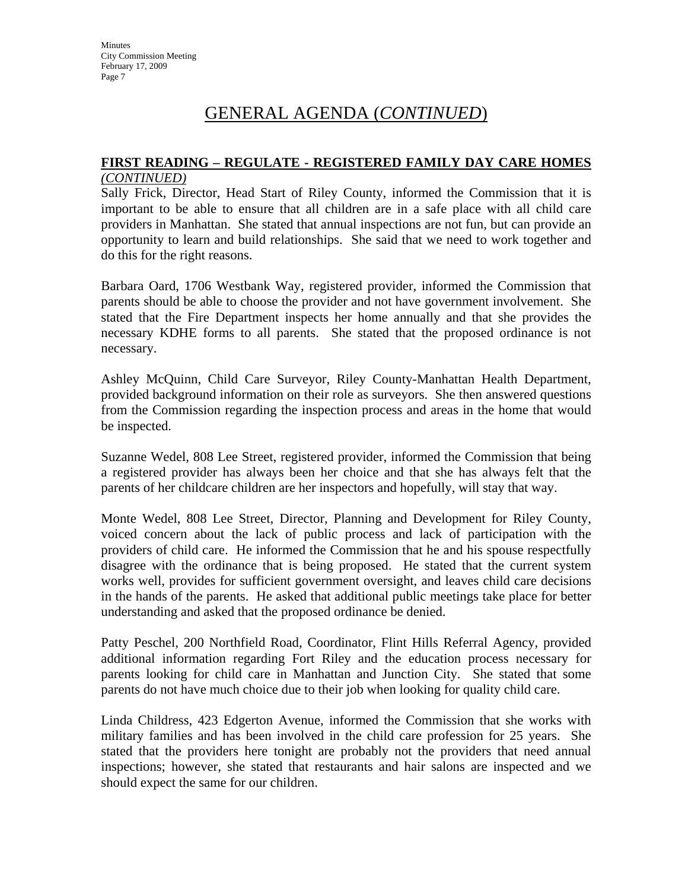# GENERAL AGENDA (*CONTINUED*)

**FIRST READING – REGULATE - REGISTERED FAMILY DAY CARE HOMES**
*(CONTINUED)*

Sally Frick, Director, Head Start of Riley County, informed the Commission that it is important to be able to ensure that all children are in a safe place with all child care providers in Manhattan. She stated that annual inspections are not fun, but can provide an opportunity to learn and build relationships. She said that we need to work together and do this for the right reasons.

Barbara Oard, 1706 Westbank Way, registered provider, informed the Commission that parents should be able to choose the provider and not have government involvement. She stated that the Fire Department inspects her home annually and that she provides the necessary KDHE forms to all parents. She stated that the proposed ordinance is not necessary.

Ashley McQuinn, Child Care Surveyor, Riley County-Manhattan Health Department, provided background information on their role as surveyors. She then answered questions from the Commission regarding the inspection process and areas in the home that would be inspected.

Suzanne Wedel, 808 Lee Street, registered provider, informed the Commission that being a registered provider has always been her choice and that she has always felt that the parents of her childcare children are her inspectors and hopefully, will stay that way.

Monte Wedel, 808 Lee Street, Director, Planning and Development for Riley County, voiced concern about the lack of public process and lack of participation with the providers of child care. He informed the Commission that he and his spouse respectfully disagree with the ordinance that is being proposed. He stated that the current system works well, provides for sufficient government oversight, and leaves child care decisions in the hands of the parents. He asked that additional public meetings take place for better understanding and asked that the proposed ordinance be denied.

Patty Peschel, 200 Northfield Road, Coordinator, Flint Hills Referral Agency, provided additional information regarding Fort Riley and the education process necessary for parents looking for child care in Manhattan and Junction City. She stated that some parents do not have much choice due to their job when looking for quality child care.

Linda Childress, 423 Edgerton Avenue, informed the Commission that she works with military families and has been involved in the child care profession for 25 years. She stated that the providers here tonight are probably not the providers that need annual inspections; however, she stated that restaurants and hair salons are inspected and we should expect the same for our children.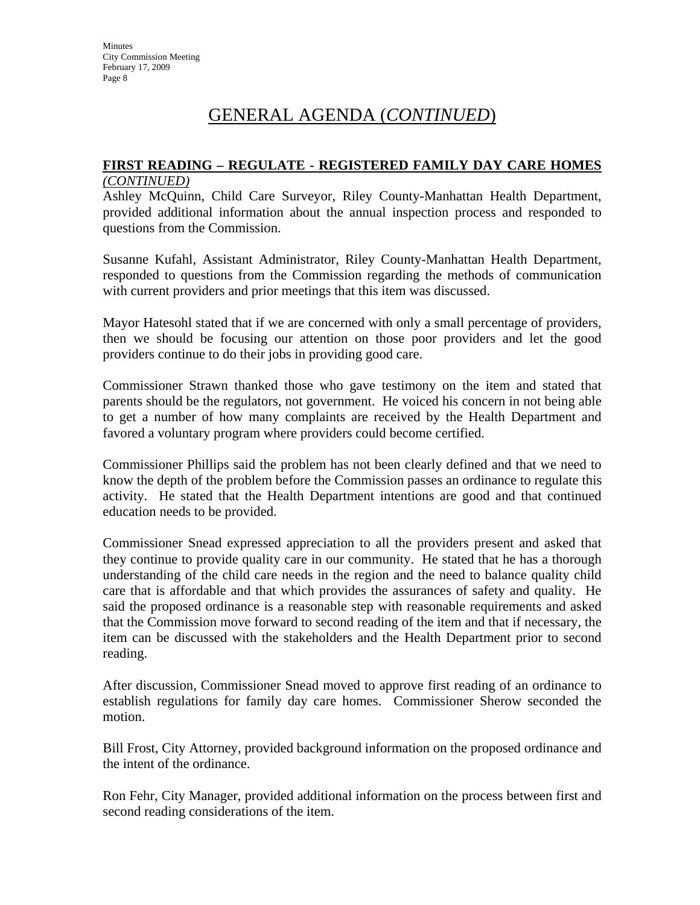# GENERAL AGENDA (*CONTINUED*)

**FIRST READING – REGULATE - REGISTERED FAMILY DAY CARE HOMES** *(CONTINUED)*

Ashley McQuinn, Child Care Surveyor, Riley County-Manhattan Health Department, provided additional information about the annual inspection process and responded to questions from the Commission.

Susanne Kufahl, Assistant Administrator, Riley County-Manhattan Health Department, responded to questions from the Commission regarding the methods of communication with current providers and prior meetings that this item was discussed.

Mayor Hatesohl stated that if we are concerned with only a small percentage of providers, then we should be focusing our attention on those poor providers and let the good providers continue to do their jobs in providing good care.

Commissioner Strawn thanked those who gave testimony on the item and stated that parents should be the regulators, not government. He voiced his concern in not being able to get a number of how many complaints are received by the Health Department and favored a voluntary program where providers could become certified.

Commissioner Phillips said the problem has not been clearly defined and that we need to know the depth of the problem before the Commission passes an ordinance to regulate this activity. He stated that the Health Department intentions are good and that continued education needs to be provided.

Commissioner Snead expressed appreciation to all the providers present and asked that they continue to provide quality care in our community. He stated that he has a thorough understanding of the child care needs in the region and the need to balance quality child care that is affordable and that which provides the assurances of safety and quality. He said the proposed ordinance is a reasonable step with reasonable requirements and asked that the Commission move forward to second reading of the item and that if necessary, the item can be discussed with the stakeholders and the Health Department prior to second reading.

After discussion, Commissioner Snead moved to approve first reading of an ordinance to establish regulations for family day care homes. Commissioner Sherow seconded the motion.

Bill Frost, City Attorney, provided background information on the proposed ordinance and the intent of the ordinance.

Ron Fehr, City Manager, provided additional information on the process between first and second reading considerations of the item.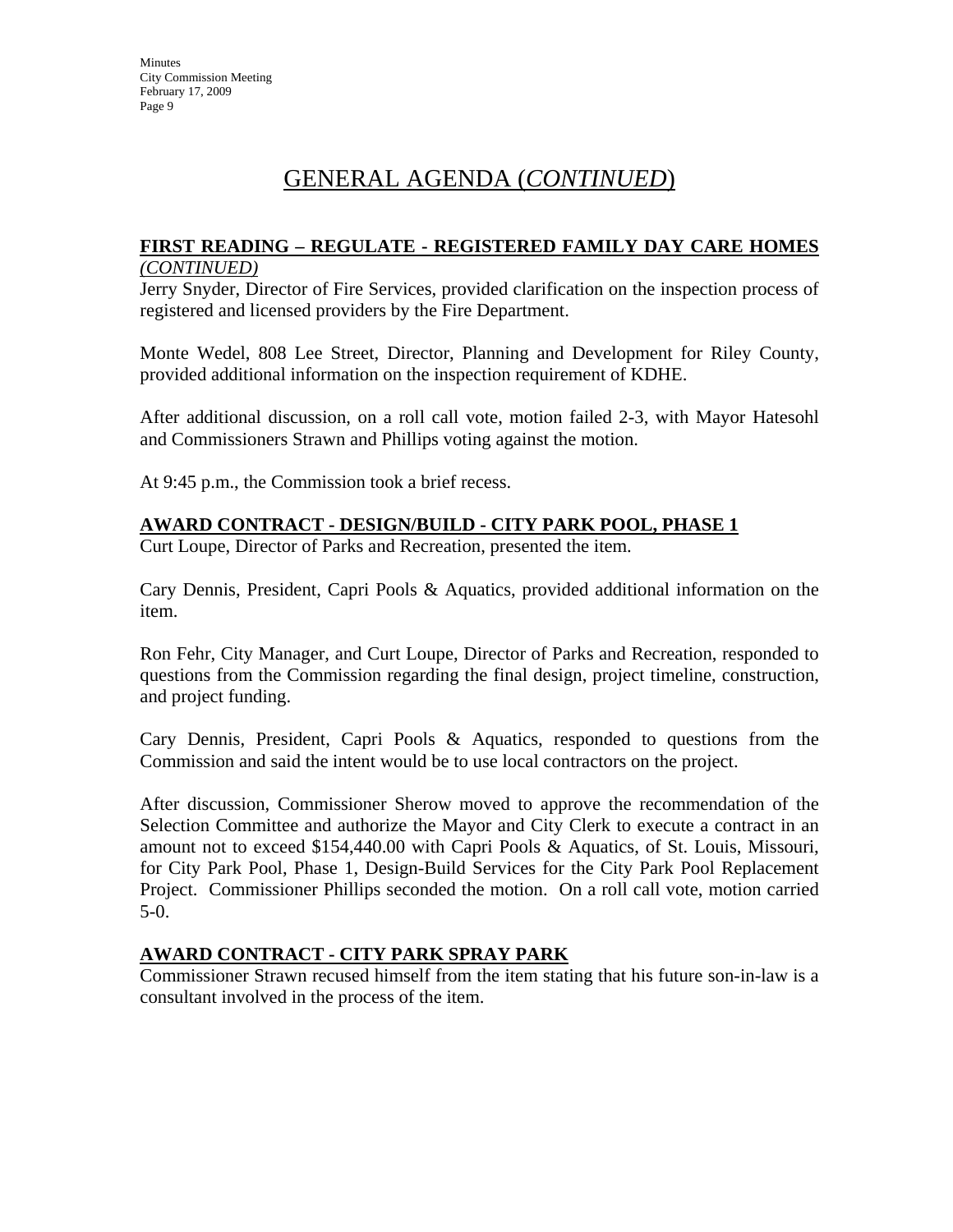# GENERAL AGENDA (*CONTINUED*)

**FIRST READING – REGULATE - REGISTERED FAMILY DAY CARE HOMES** *(CONTINUED)*

Jerry Snyder, Director of Fire Services, provided clarification on the inspection process of registered and licensed providers by the Fire Department.

Monte Wedel, 808 Lee Street, Director, Planning and Development for Riley County, provided additional information on the inspection requirement of KDHE.

After additional discussion, on a roll call vote, motion failed 2-3, with Mayor Hatesohl and Commissioners Strawn and Phillips voting against the motion.

At 9:45 p.m., the Commission took a brief recess.

**AWARD CONTRACT - DESIGN/BUILD - CITY PARK POOL, PHASE 1**

Curt Loupe, Director of Parks and Recreation, presented the item.

Cary Dennis, President, Capri Pools & Aquatics, provided additional information on the item.

Ron Fehr, City Manager, and Curt Loupe, Director of Parks and Recreation, responded to questions from the Commission regarding the final design, project timeline, construction, and project funding.

Cary Dennis, President, Capri Pools & Aquatics, responded to questions from the Commission and said the intent would be to use local contractors on the project.

After discussion, Commissioner Sherow moved to approve the recommendation of the Selection Committee and authorize the Mayor and City Clerk to execute a contract in an amount not to exceed $154,440.00 with Capri Pools & Aquatics, of St. Louis, Missouri, for City Park Pool, Phase 1, Design-Build Services for the City Park Pool Replacement Project. Commissioner Phillips seconded the motion. On a roll call vote, motion carried 5-0.

**AWARD CONTRACT - CITY PARK SPRAY PARK**

Commissioner Strawn recused himself from the item stating that his future son-in-law is a consultant involved in the process of the item.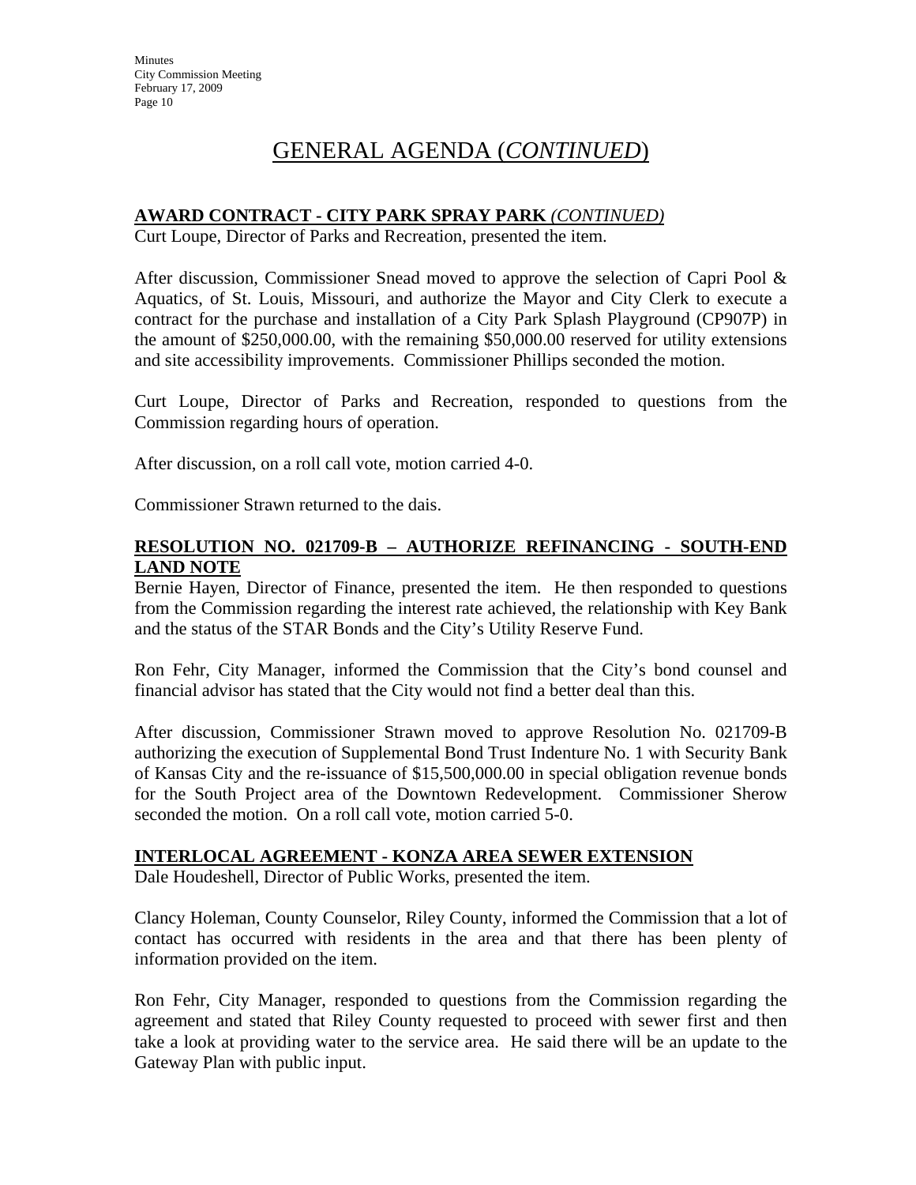# GENERAL AGENDA (*CONTINUED*)

**AWARD CONTRACT - CITY PARK SPRAY PARK *(CONTINUED)***

Curt Loupe, Director of Parks and Recreation, presented the item.

After discussion, Commissioner Snead moved to approve the selection of Capri Pool & Aquatics, of St. Louis, Missouri, and authorize the Mayor and City Clerk to execute a contract for the purchase and installation of a City Park Splash Playground (CP907P) in the amount of $250,000.00, with the remaining $50,000.00 reserved for utility extensions and site accessibility improvements. Commissioner Phillips seconded the motion.

Curt Loupe, Director of Parks and Recreation, responded to questions from the Commission regarding hours of operation.

After discussion, on a roll call vote, motion carried 4-0.

Commissioner Strawn returned to the dais.

**RESOLUTION NO. 021709-B – AUTHORIZE REFINANCING - SOUTH-END LAND NOTE**

Bernie Hayen, Director of Finance, presented the item. He then responded to questions from the Commission regarding the interest rate achieved, the relationship with Key Bank and the status of the STAR Bonds and the City's Utility Reserve Fund.

Ron Fehr, City Manager, informed the Commission that the City's bond counsel and financial advisor has stated that the City would not find a better deal than this.

After discussion, Commissioner Strawn moved to approve Resolution No. 021709-B authorizing the execution of Supplemental Bond Trust Indenture No. 1 with Security Bank of Kansas City and the re-issuance of $15,500,000.00 in special obligation revenue bonds for the South Project area of the Downtown Redevelopment. Commissioner Sherow seconded the motion. On a roll call vote, motion carried 5-0.

**INTERLOCAL AGREEMENT - KONZA AREA SEWER EXTENSION**

Dale Houdeshell, Director of Public Works, presented the item.

Clancy Holeman, County Counselor, Riley County, informed the Commission that a lot of contact has occurred with residents in the area and that there has been plenty of information provided on the item.

Ron Fehr, City Manager, responded to questions from the Commission regarding the agreement and stated that Riley County requested to proceed with sewer first and then take a look at providing water to the service area. He said there will be an update to the Gateway Plan with public input.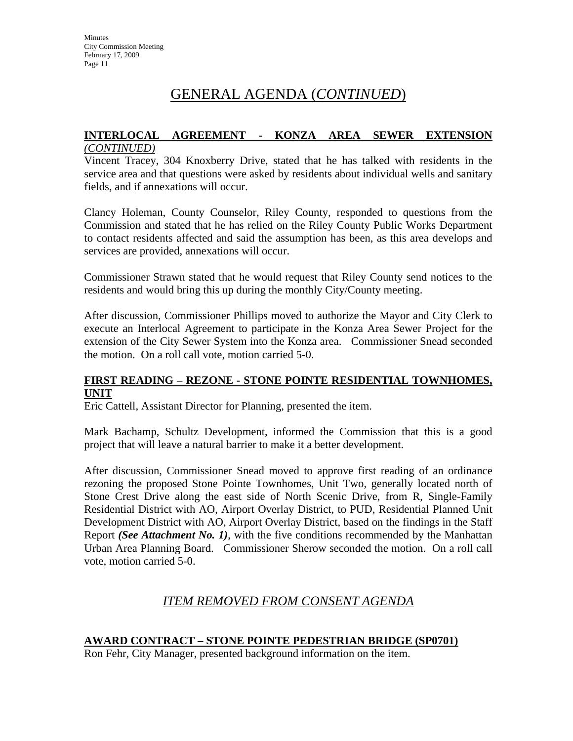# GENERAL AGENDA (*CONTINUED*)

## INTERLOCAL AGREEMENT - KONZA AREA SEWER EXTENSION *(CONTINUED)*

Vincent Tracey, 304 Knoxberry Drive, stated that he has talked with residents in the service area and that questions were asked by residents about individual wells and sanitary fields, and if annexations will occur.

Clancy Holeman, County Counselor, Riley County, responded to questions from the Commission and stated that he has relied on the Riley County Public Works Department to contact residents affected and said the assumption has been, as this area develops and services are provided, annexations will occur.

Commissioner Strawn stated that he would request that Riley County send notices to the residents and would bring this up during the monthly City/County meeting.

After discussion, Commissioner Phillips moved to authorize the Mayor and City Clerk to execute an Interlocal Agreement to participate in the Konza Area Sewer Project for the extension of the City Sewer System into the Konza area. Commissioner Snead seconded the motion. On a roll call vote, motion carried 5-0.

## FIRST READING – REZONE - STONE POINTE RESIDENTIAL TOWNHOMES, UNIT

Eric Cattell, Assistant Director for Planning, presented the item.

Mark Bachamp, Schultz Development, informed the Commission that this is a good project that will leave a natural barrier to make it a better development.

After discussion, Commissioner Snead moved to approve first reading of an ordinance rezoning the proposed Stone Pointe Townhomes, Unit Two, generally located north of Stone Crest Drive along the east side of North Scenic Drive, from R, Single-Family Residential District with AO, Airport Overlay District, to PUD, Residential Planned Unit Development District with AO, Airport Overlay District, based on the findings in the Staff Report ***(See Attachment No. 1)***, with the five conditions recommended by the Manhattan Urban Area Planning Board. Commissioner Sherow seconded the motion. On a roll call vote, motion carried 5-0.

# *ITEM REMOVED FROM CONSENT AGENDA*

## AWARD CONTRACT – STONE POINTE PEDESTRIAN BRIDGE (SP0701)

Ron Fehr, City Manager, presented background information on the item.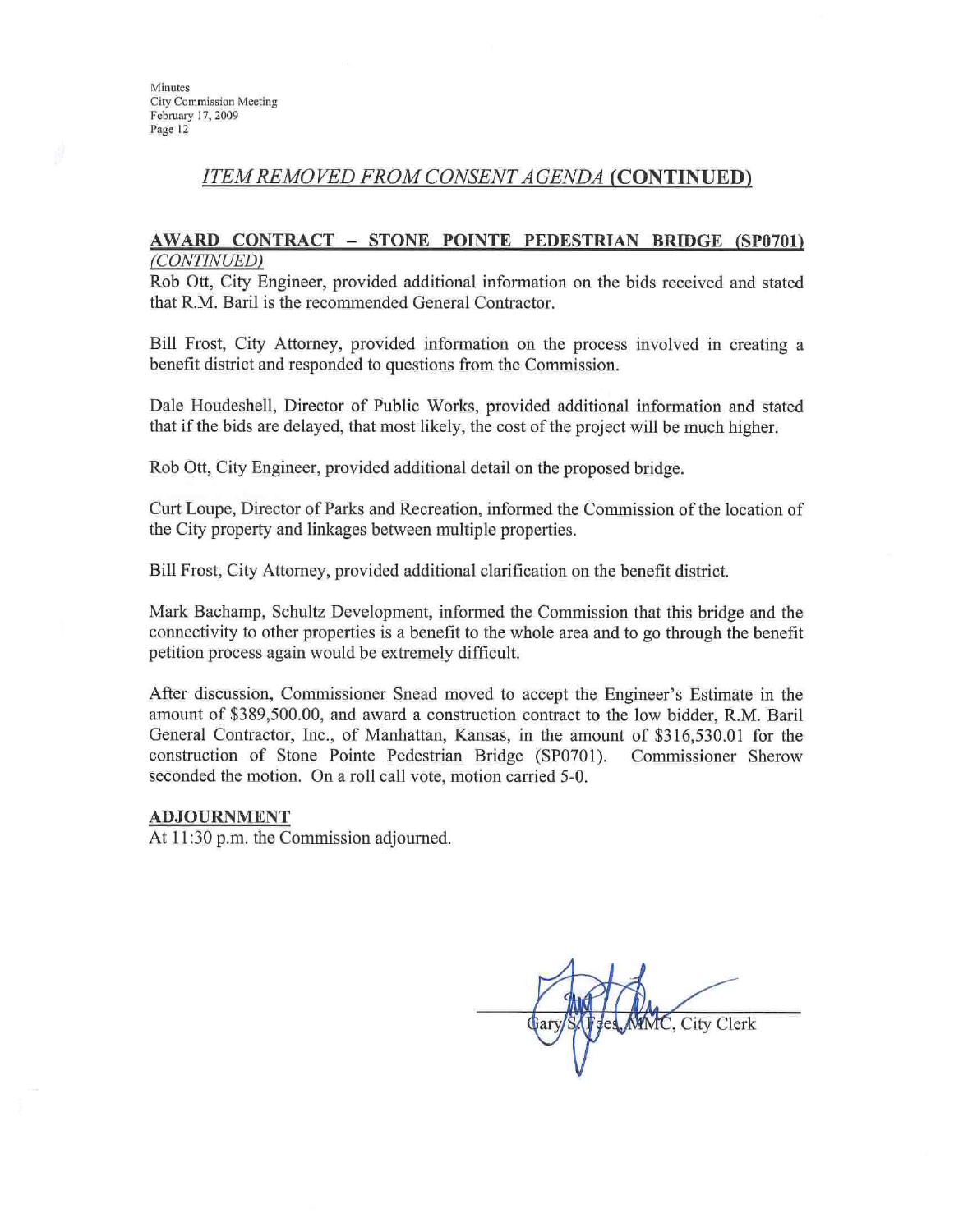## *ITEM REMOVED FROM CONSENT AGENDA* (CONTINUED)

### AWARD CONTRACT – STONE POINTE PEDESTRIAN BRIDGE (SP0701) *(CONTINUED)*

Rob Ott, City Engineer, provided additional information on the bids received and stated that R.M. Baril is the recommended General Contractor.

Bill Frost, City Attorney, provided information on the process involved in creating a benefit district and responded to questions from the Commission.

Dale Houdeshell, Director of Public Works, provided additional information and stated that if the bids are delayed, that most likely, the cost of the project will be much higher.

Rob Ott, City Engineer, provided additional detail on the proposed bridge.

Curt Loupe, Director of Parks and Recreation, informed the Commission of the location of the City property and linkages between multiple properties.

Bill Frost, City Attorney, provided additional clarification on the benefit district.

Mark Bachamp, Schultz Development, informed the Commission that this bridge and the connectivity to other properties is a benefit to the whole area and to go through the benefit petition process again would be extremely difficult.

After discussion, Commissioner Snead moved to accept the Engineer's Estimate in the amount of $389,500.00, and award a construction contract to the low bidder, R.M. Baril General Contractor, Inc., of Manhattan, Kansas, in the amount of $316,530.01 for the construction of Stone Pointe Pedestrian Bridge (SP0701). Commissioner Sherow seconded the motion. On a roll call vote, motion carried 5-0.

### ADJOURNMENT

At 11:30 p.m. the Commission adjourned.

Gary S. Fees, MMC, City Clerk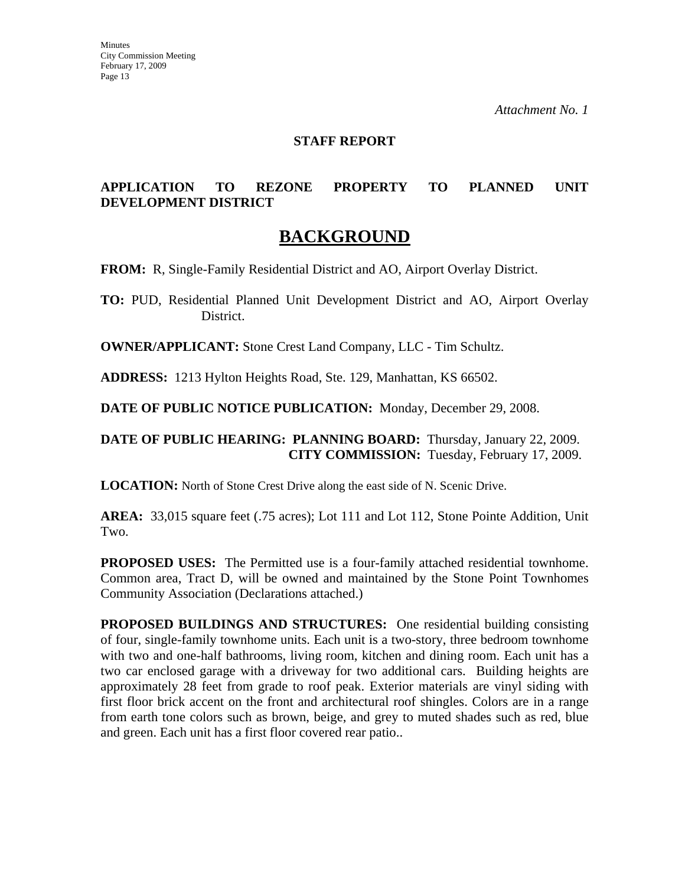*Attachment No. 1*

**STAFF REPORT**

**APPLICATION TO REZONE PROPERTY TO PLANNED UNIT DEVELOPMENT DISTRICT**

# BACKGROUND

**FROM:** R, Single-Family Residential District and AO, Airport Overlay District.

**TO:** PUD, Residential Planned Unit Development District and AO, Airport Overlay District.

**OWNER/APPLICANT:** Stone Crest Land Company, LLC - Tim Schultz.

**ADDRESS:** 1213 Hylton Heights Road, Ste. 129, Manhattan, KS 66502.

**DATE OF PUBLIC NOTICE PUBLICATION:** Monday, December 29, 2008.

**DATE OF PUBLIC HEARING: PLANNING BOARD:** Thursday, January 22, 2009.
**CITY COMMISSION:** Tuesday, February 17, 2009.

**LOCATION:** North of Stone Crest Drive along the east side of N. Scenic Drive.

**AREA:** 33,015 square feet (.75 acres); Lot 111 and Lot 112, Stone Pointe Addition, Unit Two.

**PROPOSED USES:** The Permitted use is a four-family attached residential townhome. Common area, Tract D, will be owned and maintained by the Stone Point Townhomes Community Association (Declarations attached.)

**PROPOSED BUILDINGS AND STRUCTURES:** One residential building consisting of four, single-family townhome units. Each unit is a two-story, three bedroom townhome with two and one-half bathrooms, living room, kitchen and dining room. Each unit has a two car enclosed garage with a driveway for two additional cars. Building heights are approximately 28 feet from grade to roof peak. Exterior materials are vinyl siding with first floor brick accent on the front and architectural roof shingles. Colors are in a range from earth tone colors such as brown, beige, and grey to muted shades such as red, blue and green. Each unit has a first floor covered rear patio..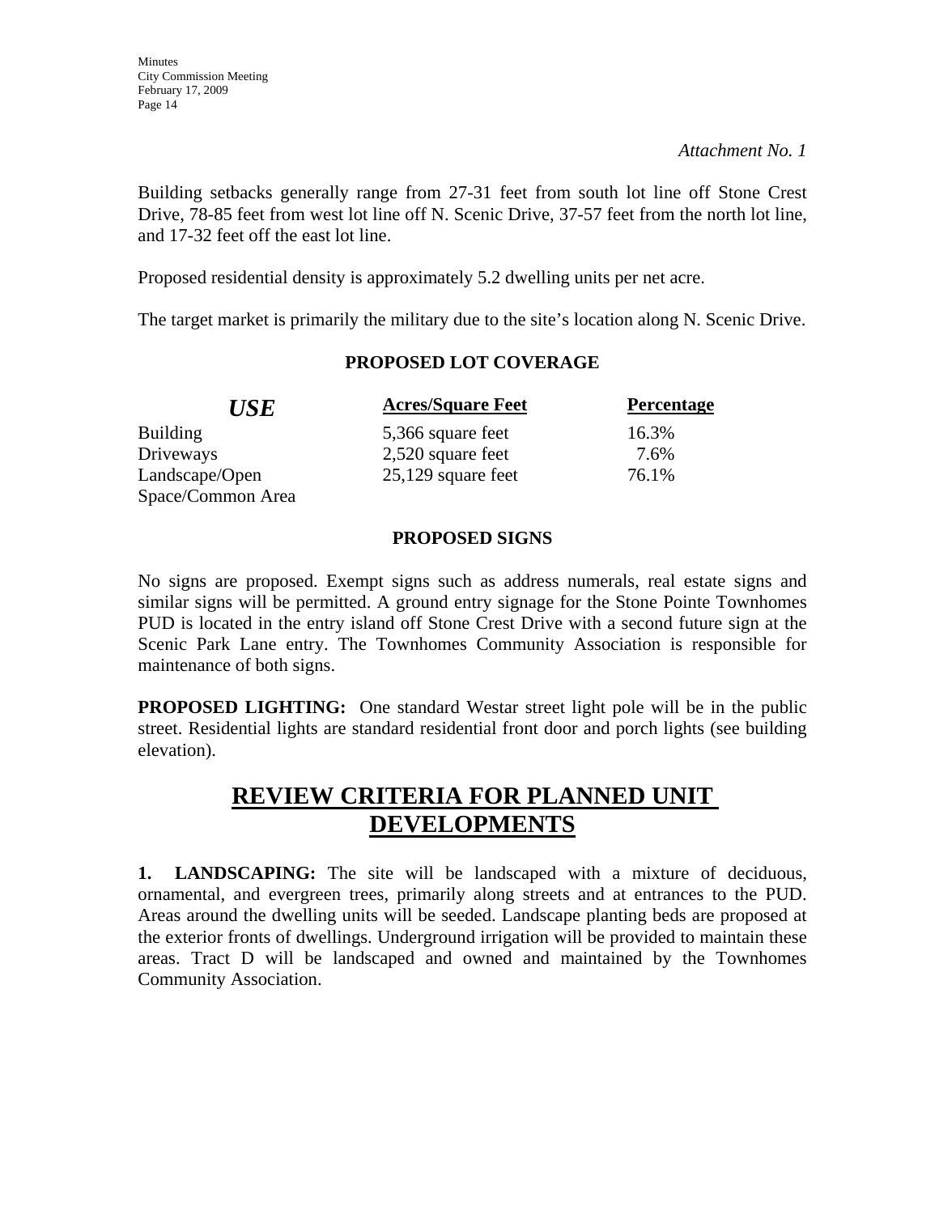*Attachment No. 1*

Building setbacks generally range from 27-31 feet from south lot line off Stone Crest Drive, 78-85 feet from west lot line off N. Scenic Drive, 37-57 feet from the north lot line, and 17-32 feet off the east lot line.

Proposed residential density is approximately 5.2 dwelling units per net acre.

The target market is primarily the military due to the site's location along N. Scenic Drive.

**PROPOSED LOT COVERAGE**

| *USE* | Acres/Square Feet | Percentage |
|---|---|---|
| Building | 5,366 square feet | 16.3% |
| Driveways | 2,520 square feet | 7.6% |
| Landscape/Open Space/Common Area | 25,129 square feet | 76.1% |

**PROPOSED SIGNS**

No signs are proposed. Exempt signs such as address numerals, real estate signs and similar signs will be permitted. A ground entry signage for the Stone Pointe Townhomes PUD is located in the entry island off Stone Crest Drive with a second future sign at the Scenic Park Lane entry. The Townhomes Community Association is responsible for maintenance of both signs.

**PROPOSED LIGHTING:** One standard Westar street light pole will be in the public street. Residential lights are standard residential front door and porch lights (see building elevation).

# REVIEW CRITERIA FOR PLANNED UNIT DEVELOPMENTS

**1. LANDSCAPING:** The site will be landscaped with a mixture of deciduous, ornamental, and evergreen trees, primarily along streets and at entrances to the PUD. Areas around the dwelling units will be seeded. Landscape planting beds are proposed at the exterior fronts of dwellings. Underground irrigation will be provided to maintain these areas. Tract D will be landscaped and owned and maintained by the Townhomes Community Association.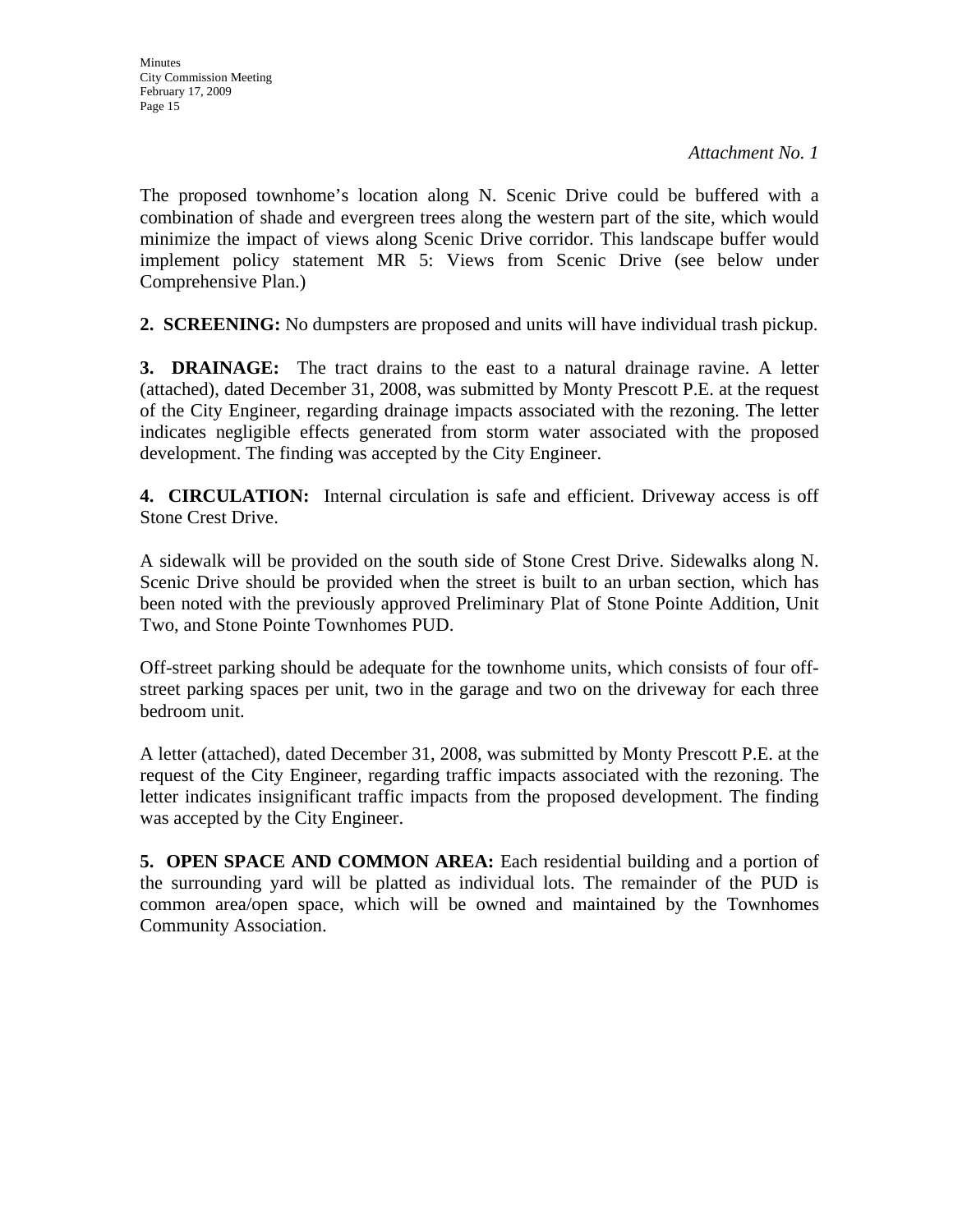*Attachment No. 1*

The proposed townhome's location along N. Scenic Drive could be buffered with a combination of shade and evergreen trees along the western part of the site, which would minimize the impact of views along Scenic Drive corridor. This landscape buffer would implement policy statement MR 5: Views from Scenic Drive (see below under Comprehensive Plan.)

**2. SCREENING:** No dumpsters are proposed and units will have individual trash pickup.

**3. DRAINAGE:** The tract drains to the east to a natural drainage ravine. A letter (attached), dated December 31, 2008, was submitted by Monty Prescott P.E. at the request of the City Engineer, regarding drainage impacts associated with the rezoning. The letter indicates negligible effects generated from storm water associated with the proposed development. The finding was accepted by the City Engineer.

**4. CIRCULATION:** Internal circulation is safe and efficient. Driveway access is off Stone Crest Drive.

A sidewalk will be provided on the south side of Stone Crest Drive. Sidewalks along N. Scenic Drive should be provided when the street is built to an urban section, which has been noted with the previously approved Preliminary Plat of Stone Pointe Addition, Unit Two, and Stone Pointe Townhomes PUD.

Off-street parking should be adequate for the townhome units, which consists of four off-street parking spaces per unit, two in the garage and two on the driveway for each three bedroom unit.

A letter (attached), dated December 31, 2008, was submitted by Monty Prescott P.E. at the request of the City Engineer, regarding traffic impacts associated with the rezoning. The letter indicates insignificant traffic impacts from the proposed development. The finding was accepted by the City Engineer.

**5. OPEN SPACE AND COMMON AREA:** Each residential building and a portion of the surrounding yard will be platted as individual lots. The remainder of the PUD is common area/open space, which will be owned and maintained by the Townhomes Community Association.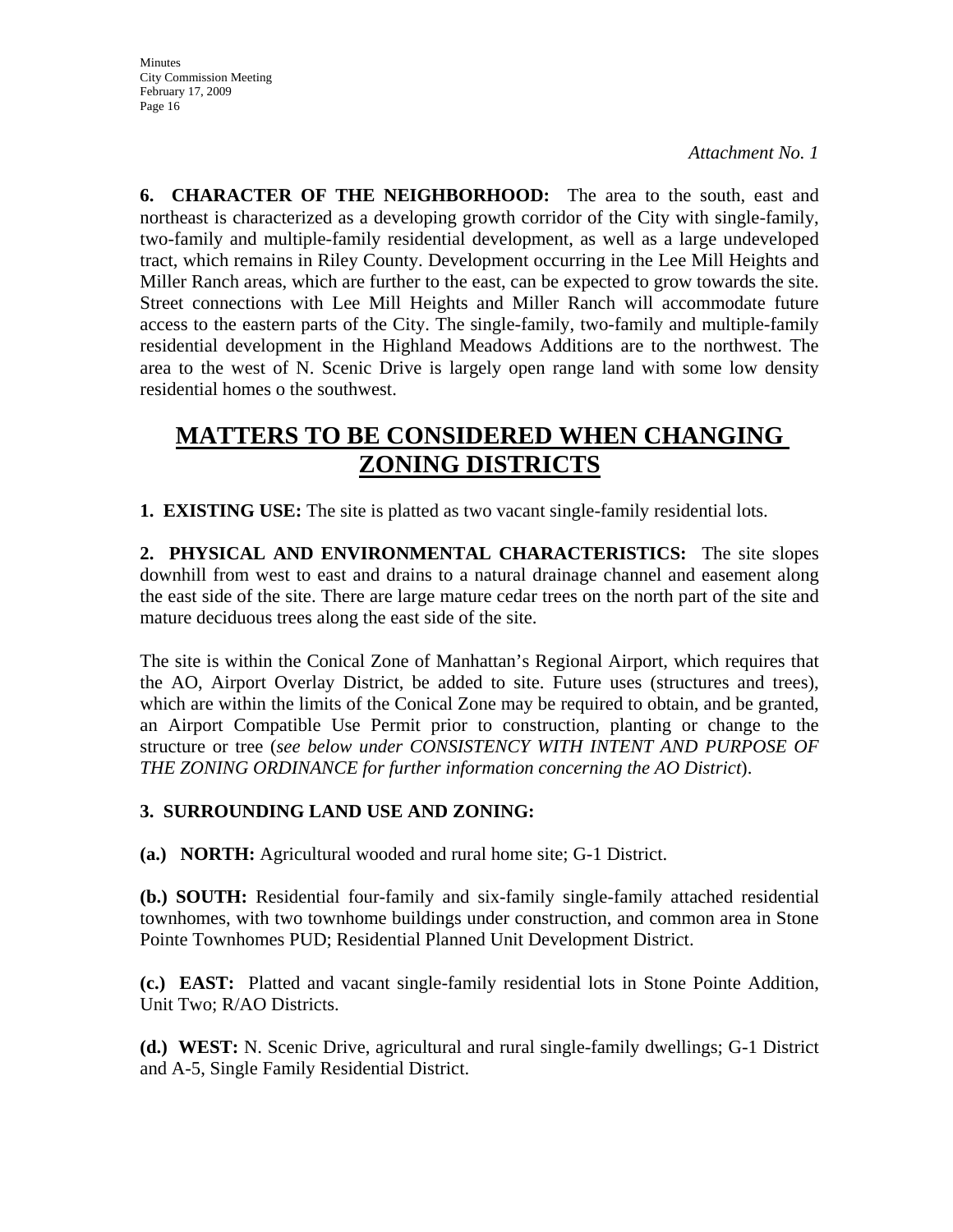*Attachment No. 1*

**6. CHARACTER OF THE NEIGHBORHOOD:** The area to the south, east and northeast is characterized as a developing growth corridor of the City with single-family, two-family and multiple-family residential development, as well as a large undeveloped tract, which remains in Riley County. Development occurring in the Lee Mill Heights and Miller Ranch areas, which are further to the east, can be expected to grow towards the site. Street connections with Lee Mill Heights and Miller Ranch will accommodate future access to the eastern parts of the City. The single-family, two-family and multiple-family residential development in the Highland Meadows Additions are to the northwest. The area to the west of N. Scenic Drive is largely open range land with some low density residential homes o the southwest.

# MATTERS TO BE CONSIDERED WHEN CHANGING ZONING DISTRICTS

**1. EXISTING USE:** The site is platted as two vacant single-family residential lots.

**2. PHYSICAL AND ENVIRONMENTAL CHARACTERISTICS:** The site slopes downhill from west to east and drains to a natural drainage channel and easement along the east side of the site. There are large mature cedar trees on the north part of the site and mature deciduous trees along the east side of the site.

The site is within the Conical Zone of Manhattan's Regional Airport, which requires that the AO, Airport Overlay District, be added to site. Future uses (structures and trees), which are within the limits of the Conical Zone may be required to obtain, and be granted, an Airport Compatible Use Permit prior to construction, planting or change to the structure or tree (*see below under CONSISTENCY WITH INTENT AND PURPOSE OF THE ZONING ORDINANCE for further information concerning the AO District*).

**3. SURROUNDING LAND USE AND ZONING:**

**(a.) NORTH:** Agricultural wooded and rural home site; G-1 District.

**(b.) SOUTH:** Residential four-family and six-family single-family attached residential townhomes, with two townhome buildings under construction, and common area in Stone Pointe Townhomes PUD; Residential Planned Unit Development District.

**(c.) EAST:** Platted and vacant single-family residential lots in Stone Pointe Addition, Unit Two; R/AO Districts.

**(d.) WEST:** N. Scenic Drive, agricultural and rural single-family dwellings; G-1 District and A-5, Single Family Residential District.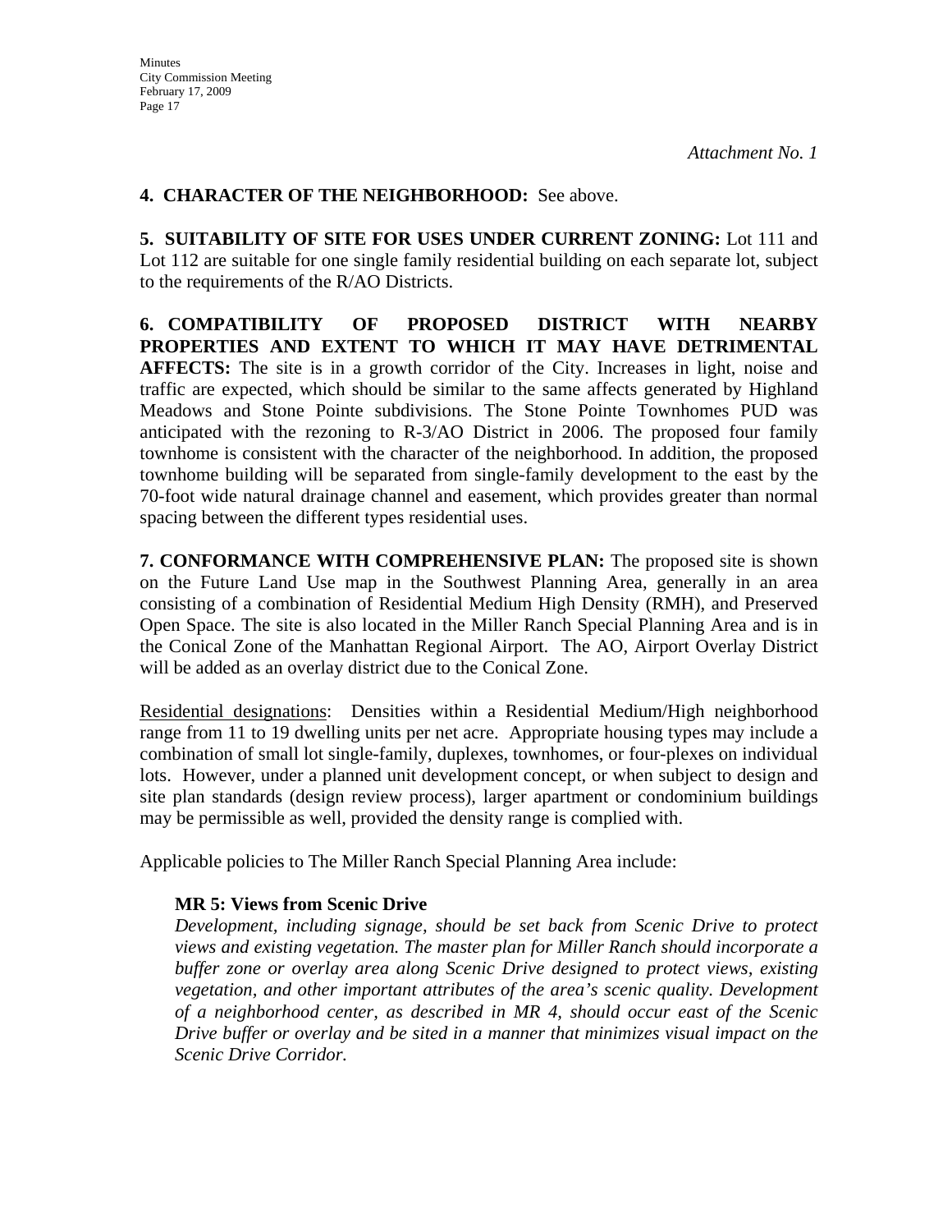*Attachment No. 1*

**4. CHARACTER OF THE NEIGHBORHOOD:** See above.

**5. SUITABILITY OF SITE FOR USES UNDER CURRENT ZONING:** Lot 111 and Lot 112 are suitable for one single family residential building on each separate lot, subject to the requirements of the R/AO Districts.

**6. COMPATIBILITY OF PROPOSED DISTRICT WITH NEARBY PROPERTIES AND EXTENT TO WHICH IT MAY HAVE DETRIMENTAL AFFECTS:** The site is in a growth corridor of the City. Increases in light, noise and traffic are expected, which should be similar to the same affects generated by Highland Meadows and Stone Pointe subdivisions. The Stone Pointe Townhomes PUD was anticipated with the rezoning to R-3/AO District in 2006. The proposed four family townhome is consistent with the character of the neighborhood. In addition, the proposed townhome building will be separated from single-family development to the east by the 70-foot wide natural drainage channel and easement, which provides greater than normal spacing between the different types residential uses.

**7. CONFORMANCE WITH COMPREHENSIVE PLAN:** The proposed site is shown on the Future Land Use map in the Southwest Planning Area, generally in an area consisting of a combination of Residential Medium High Density (RMH), and Preserved Open Space. The site is also located in the Miller Ranch Special Planning Area and is in the Conical Zone of the Manhattan Regional Airport. The AO, Airport Overlay District will be added as an overlay district due to the Conical Zone.

Residential designations: Densities within a Residential Medium/High neighborhood range from 11 to 19 dwelling units per net acre. Appropriate housing types may include a combination of small lot single-family, duplexes, townhomes, or four-plexes on individual lots. However, under a planned unit development concept, or when subject to design and site plan standards (design review process), larger apartment or condominium buildings may be permissible as well, provided the density range is complied with.

Applicable policies to The Miller Ranch Special Planning Area include:

**MR 5: Views from Scenic Drive**

*Development, including signage, should be set back from Scenic Drive to protect views and existing vegetation. The master plan for Miller Ranch should incorporate a buffer zone or overlay area along Scenic Drive designed to protect views, existing vegetation, and other important attributes of the area's scenic quality. Development of a neighborhood center, as described in MR 4, should occur east of the Scenic Drive buffer or overlay and be sited in a manner that minimizes visual impact on the Scenic Drive Corridor.*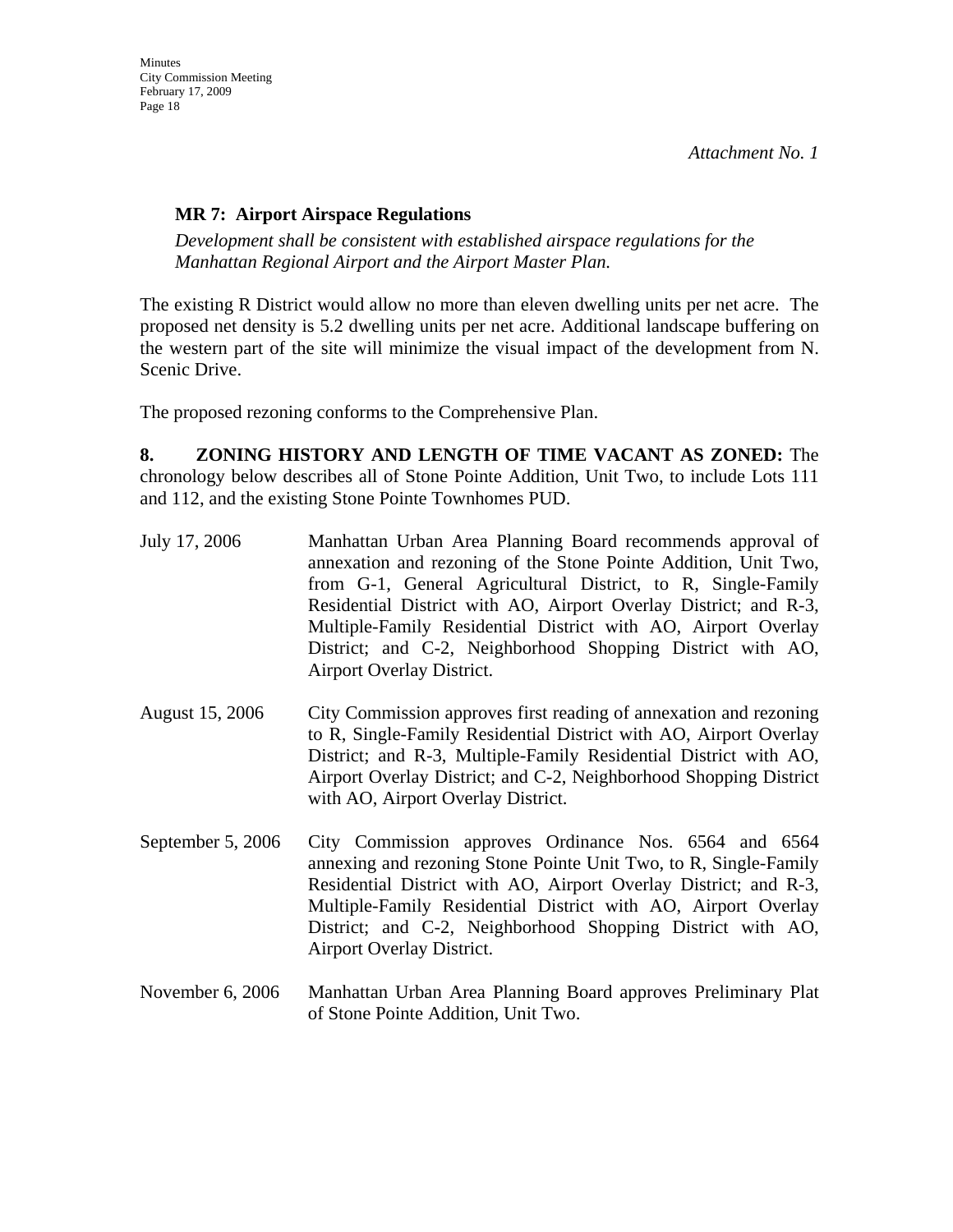*Attachment No. 1*

**MR 7: Airport Airspace Regulations**

*Development shall be consistent with established airspace regulations for the Manhattan Regional Airport and the Airport Master Plan.*

The existing R District would allow no more than eleven dwelling units per net acre. The proposed net density is 5.2 dwelling units per net acre. Additional landscape buffering on the western part of the site will minimize the visual impact of the development from N. Scenic Drive.

The proposed rezoning conforms to the Comprehensive Plan.

**8. ZONING HISTORY AND LENGTH OF TIME VACANT AS ZONED:** The chronology below describes all of Stone Pointe Addition, Unit Two, to include Lots 111 and 112, and the existing Stone Pointe Townhomes PUD.

July 17, 2006 — Manhattan Urban Area Planning Board recommends approval of annexation and rezoning of the Stone Pointe Addition, Unit Two, from G-1, General Agricultural District, to R, Single-Family Residential District with AO, Airport Overlay District; and R-3, Multiple-Family Residential District with AO, Airport Overlay District; and C-2, Neighborhood Shopping District with AO, Airport Overlay District.

August 15, 2006 — City Commission approves first reading of annexation and rezoning to R, Single-Family Residential District with AO, Airport Overlay District; and R-3, Multiple-Family Residential District with AO, Airport Overlay District; and C-2, Neighborhood Shopping District with AO, Airport Overlay District.

September 5, 2006 — City Commission approves Ordinance Nos. 6564 and 6564 annexing and rezoning Stone Pointe Unit Two, to R, Single-Family Residential District with AO, Airport Overlay District; and R-3, Multiple-Family Residential District with AO, Airport Overlay District; and C-2, Neighborhood Shopping District with AO, Airport Overlay District.

November 6, 2006 — Manhattan Urban Area Planning Board approves Preliminary Plat of Stone Pointe Addition, Unit Two.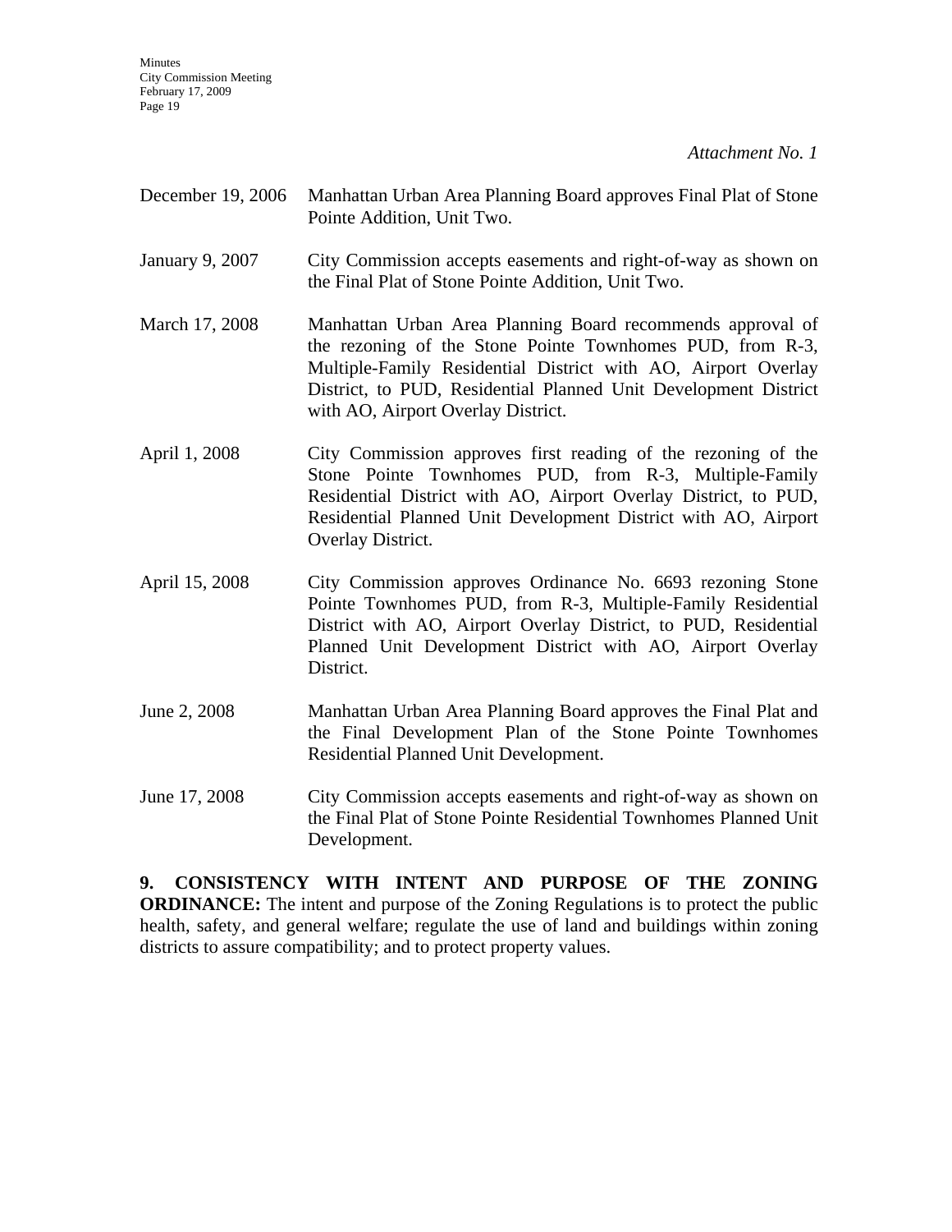*Attachment No. 1*

| | |
|---|---|
| December 19, 2006 | Manhattan Urban Area Planning Board approves Final Plat of Stone Pointe Addition, Unit Two. |
| January 9, 2007 | City Commission accepts easements and right-of-way as shown on the Final Plat of Stone Pointe Addition, Unit Two. |
| March 17, 2008 | Manhattan Urban Area Planning Board recommends approval of the rezoning of the Stone Pointe Townhomes PUD, from R-3, Multiple-Family Residential District with AO, Airport Overlay District, to PUD, Residential Planned Unit Development District with AO, Airport Overlay District. |
| April 1, 2008 | City Commission approves first reading of the rezoning of the Stone Pointe Townhomes PUD, from R-3, Multiple-Family Residential District with AO, Airport Overlay District, to PUD, Residential Planned Unit Development District with AO, Airport Overlay District. |
| April 15, 2008 | City Commission approves Ordinance No. 6693 rezoning Stone Pointe Townhomes PUD, from R-3, Multiple-Family Residential District with AO, Airport Overlay District, to PUD, Residential Planned Unit Development District with AO, Airport Overlay District. |
| June 2, 2008 | Manhattan Urban Area Planning Board approves the Final Plat and the Final Development Plan of the Stone Pointe Townhomes Residential Planned Unit Development. |
| June 17, 2008 | City Commission accepts easements and right-of-way as shown on the Final Plat of Stone Pointe Residential Townhomes Planned Unit Development. |

**9. CONSISTENCY WITH INTENT AND PURPOSE OF THE ZONING ORDINANCE:** The intent and purpose of the Zoning Regulations is to protect the public health, safety, and general welfare; regulate the use of land and buildings within zoning districts to assure compatibility; and to protect property values.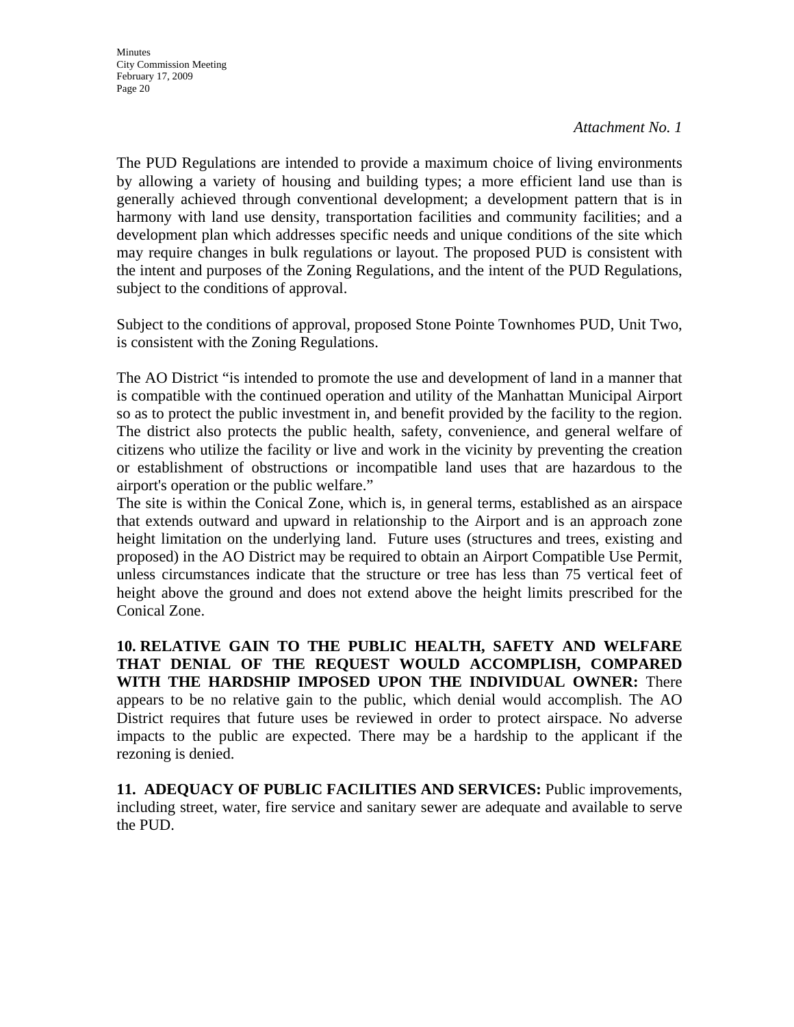*Attachment No. 1*

The PUD Regulations are intended to provide a maximum choice of living environments by allowing a variety of housing and building types; a more efficient land use than is generally achieved through conventional development; a development pattern that is in harmony with land use density, transportation facilities and community facilities; and a development plan which addresses specific needs and unique conditions of the site which may require changes in bulk regulations or layout. The proposed PUD is consistent with the intent and purposes of the Zoning Regulations, and the intent of the PUD Regulations, subject to the conditions of approval.

Subject to the conditions of approval, proposed Stone Pointe Townhomes PUD, Unit Two, is consistent with the Zoning Regulations.

The AO District "is intended to promote the use and development of land in a manner that is compatible with the continued operation and utility of the Manhattan Municipal Airport so as to protect the public investment in, and benefit provided by the facility to the region. The district also protects the public health, safety, convenience, and general welfare of citizens who utilize the facility or live and work in the vicinity by preventing the creation or establishment of obstructions or incompatible land uses that are hazardous to the airport's operation or the public welfare."
The site is within the Conical Zone, which is, in general terms, established as an airspace that extends outward and upward in relationship to the Airport and is an approach zone height limitation on the underlying land. Future uses (structures and trees, existing and proposed) in the AO District may be required to obtain an Airport Compatible Use Permit, unless circumstances indicate that the structure or tree has less than 75 vertical feet of height above the ground and does not extend above the height limits prescribed for the Conical Zone.

**10. RELATIVE GAIN TO THE PUBLIC HEALTH, SAFETY AND WELFARE THAT DENIAL OF THE REQUEST WOULD ACCOMPLISH, COMPARED WITH THE HARDSHIP IMPOSED UPON THE INDIVIDUAL OWNER:** There appears to be no relative gain to the public, which denial would accomplish. The AO District requires that future uses be reviewed in order to protect airspace. No adverse impacts to the public are expected. There may be a hardship to the applicant if the rezoning is denied.

**11. ADEQUACY OF PUBLIC FACILITIES AND SERVICES:** Public improvements, including street, water, fire service and sanitary sewer are adequate and available to serve the PUD.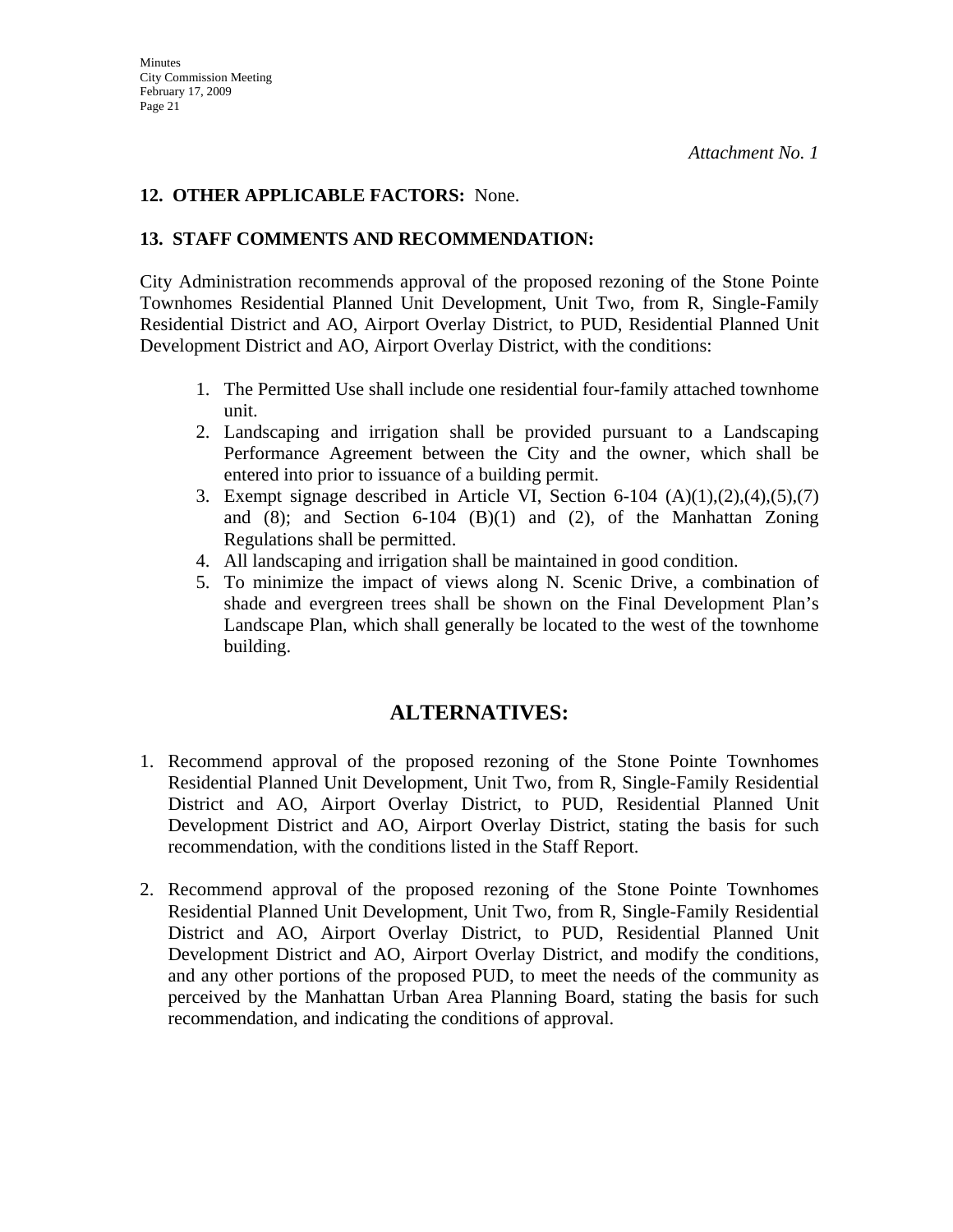*Attachment No. 1*

**12. OTHER APPLICABLE FACTORS:** None.

**13. STAFF COMMENTS AND RECOMMENDATION:**

City Administration recommends approval of the proposed rezoning of the Stone Pointe Townhomes Residential Planned Unit Development, Unit Two, from R, Single-Family Residential District and AO, Airport Overlay District, to PUD, Residential Planned Unit Development District and AO, Airport Overlay District, with the conditions:

1. The Permitted Use shall include one residential four-family attached townhome unit.
2. Landscaping and irrigation shall be provided pursuant to a Landscaping Performance Agreement between the City and the owner, which shall be entered into prior to issuance of a building permit.
3. Exempt signage described in Article VI, Section 6-104 (A)(1),(2),(4),(5),(7) and (8); and Section 6-104 (B)(1) and (2), of the Manhattan Zoning Regulations shall be permitted.
4. All landscaping and irrigation shall be maintained in good condition.
5. To minimize the impact of views along N. Scenic Drive, a combination of shade and evergreen trees shall be shown on the Final Development Plan's Landscape Plan, which shall generally be located to the west of the townhome building.

## ALTERNATIVES:

1. Recommend approval of the proposed rezoning of the Stone Pointe Townhomes Residential Planned Unit Development, Unit Two, from R, Single-Family Residential District and AO, Airport Overlay District, to PUD, Residential Planned Unit Development District and AO, Airport Overlay District, stating the basis for such recommendation, with the conditions listed in the Staff Report.

2. Recommend approval of the proposed rezoning of the Stone Pointe Townhomes Residential Planned Unit Development, Unit Two, from R, Single-Family Residential District and AO, Airport Overlay District, to PUD, Residential Planned Unit Development District and AO, Airport Overlay District, and modify the conditions, and any other portions of the proposed PUD, to meet the needs of the community as perceived by the Manhattan Urban Area Planning Board, stating the basis for such recommendation, and indicating the conditions of approval.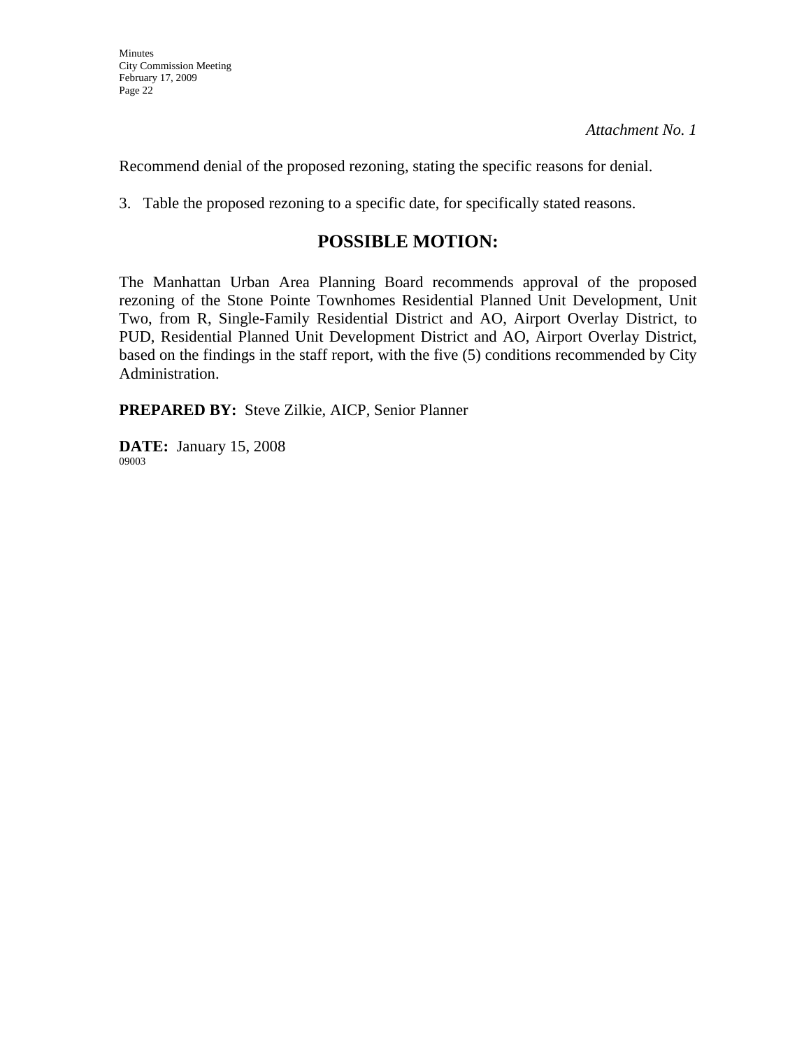*Attachment No. 1*

Recommend denial of the proposed rezoning, stating the specific reasons for denial.

3. Table the proposed rezoning to a specific date, for specifically stated reasons.

## POSSIBLE MOTION:

The Manhattan Urban Area Planning Board recommends approval of the proposed rezoning of the Stone Pointe Townhomes Residential Planned Unit Development, Unit Two, from R, Single-Family Residential District and AO, Airport Overlay District, to PUD, Residential Planned Unit Development District and AO, Airport Overlay District, based on the findings in the staff report, with the five (5) conditions recommended by City Administration.

**PREPARED BY:** Steve Zilkie, AICP, Senior Planner

**DATE:** January 15, 2008
09003